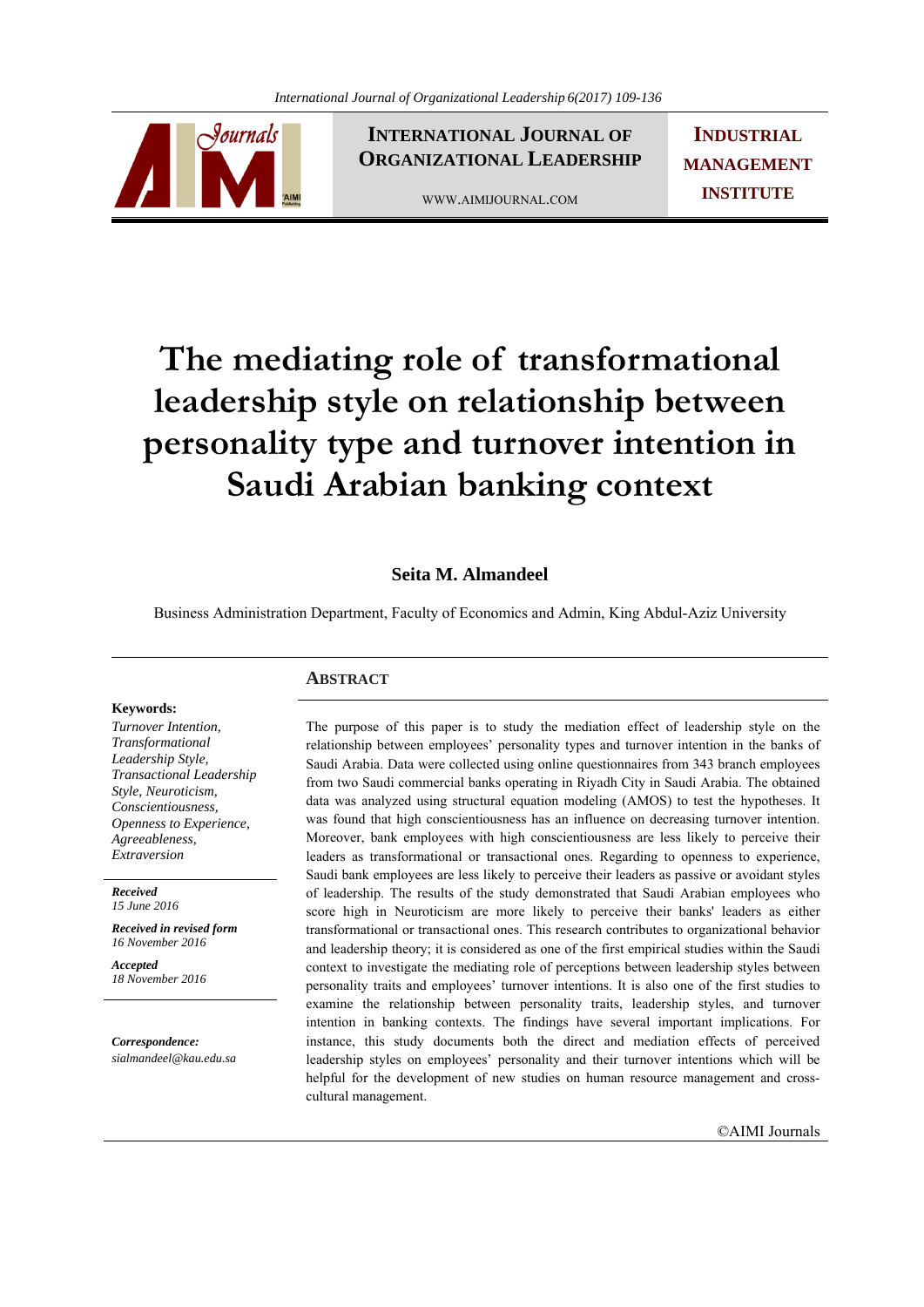# The mediating role of transformational leadership style on relationship between personality type and turnover intention in Saudi Arabian banking context

**Seita M. Almandeel**

Business Administration Department, Faculty of Economics and Admin, King Abdul-Aziz University

**Keywords:**
*Turnover Intention, Transformational Leadership Style, Transactional Leadership Style, Neuroticism, Conscientiousness, Openness to Experience, Agreeableness, Extraversion*

***Received***
*15 June 2016*

***Received in revised form***
*16 November 2016*

***Accepted***
*18 November 2016*

***Correspondence:***
*sialmandeel@kau.edu.sa*

## ABSTRACT

The purpose of this paper is to study the mediation effect of leadership style on the relationship between employees' personality types and turnover intention in the banks of Saudi Arabia. Data were collected using online questionnaires from 343 branch employees from two Saudi commercial banks operating in Riyadh City in Saudi Arabia. The obtained data was analyzed using structural equation modeling (AMOS) to test the hypotheses. It was found that high conscientiousness has an influence on decreasing turnover intention. Moreover, bank employees with high conscientiousness are less likely to perceive their leaders as transformational or transactional ones. Regarding to openness to experience, Saudi bank employees are less likely to perceive their leaders as passive or avoidant styles of leadership. The results of the study demonstrated that Saudi Arabian employees who score high in Neuroticism are more likely to perceive their banks' leaders as either transformational or transactional ones. This research contributes to organizational behavior and leadership theory; it is considered as one of the first empirical studies within the Saudi context to investigate the mediating role of perceptions between leadership styles between personality traits and employees' turnover intentions. It is also one of the first studies to examine the relationship between personality traits, leadership styles, and turnover intention in banking contexts. The findings have several important implications. For instance, this study documents both the direct and mediation effects of perceived leadership styles on employees' personality and their turnover intentions which will be helpful for the development of new studies on human resource management and cross-cultural management.

©AIMI Journals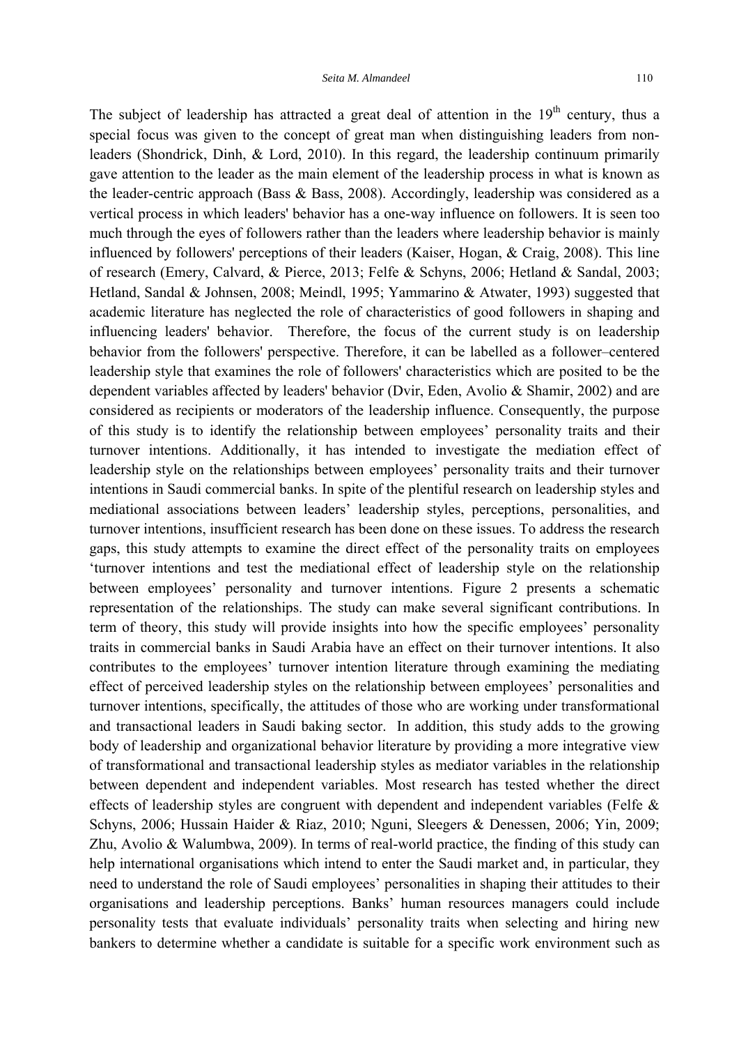The subject of leadership has attracted a great deal of attention in the 19th century, thus a special focus was given to the concept of great man when distinguishing leaders from non-leaders (Shondrick, Dinh, & Lord, 2010). In this regard, the leadership continuum primarily gave attention to the leader as the main element of the leadership process in what is known as the leader-centric approach (Bass & Bass, 2008). Accordingly, leadership was considered as a vertical process in which leaders' behavior has a one-way influence on followers. It is seen too much through the eyes of followers rather than the leaders where leadership behavior is mainly influenced by followers' perceptions of their leaders (Kaiser, Hogan, & Craig, 2008). This line of research (Emery, Calvard, & Pierce, 2013; Felfe & Schyns, 2006; Hetland & Sandal, 2003; Hetland, Sandal & Johnsen, 2008; Meindl, 1995; Yammarino & Atwater, 1993) suggested that academic literature has neglected the role of characteristics of good followers in shaping and influencing leaders' behavior. Therefore, the focus of the current study is on leadership behavior from the followers' perspective. Therefore, it can be labelled as a follower–centered leadership style that examines the role of followers' characteristics which are posited to be the dependent variables affected by leaders' behavior (Dvir, Eden, Avolio & Shamir, 2002) and are considered as recipients or moderators of the leadership influence. Consequently, the purpose of this study is to identify the relationship between employees' personality traits and their turnover intentions. Additionally, it has intended to investigate the mediation effect of leadership style on the relationships between employees' personality traits and their turnover intentions in Saudi commercial banks. In spite of the plentiful research on leadership styles and mediational associations between leaders' leadership styles, perceptions, personalities, and turnover intentions, insufficient research has been done on these issues. To address the research gaps, this study attempts to examine the direct effect of the personality traits on employees 'turnover intentions and test the mediational effect of leadership style on the relationship between employees' personality and turnover intentions. Figure 2 presents a schematic representation of the relationships. The study can make several significant contributions. In term of theory, this study will provide insights into how the specific employees' personality traits in commercial banks in Saudi Arabia have an effect on their turnover intentions. It also contributes to the employees' turnover intention literature through examining the mediating effect of perceived leadership styles on the relationship between employees' personalities and turnover intentions, specifically, the attitudes of those who are working under transformational and transactional leaders in Saudi baking sector. In addition, this study adds to the growing body of leadership and organizational behavior literature by providing a more integrative view of transformational and transactional leadership styles as mediator variables in the relationship between dependent and independent variables. Most research has tested whether the direct effects of leadership styles are congruent with dependent and independent variables (Felfe & Schyns, 2006; Hussain Haider & Riaz, 2010; Nguni, Sleegers & Denessen, 2006; Yin, 2009; Zhu, Avolio & Walumbwa, 2009). In terms of real-world practice, the finding of this study can help international organisations which intend to enter the Saudi market and, in particular, they need to understand the role of Saudi employees' personalities in shaping their attitudes to their organisations and leadership perceptions. Banks' human resources managers could include personality tests that evaluate individuals' personality traits when selecting and hiring new bankers to determine whether a candidate is suitable for a specific work environment such as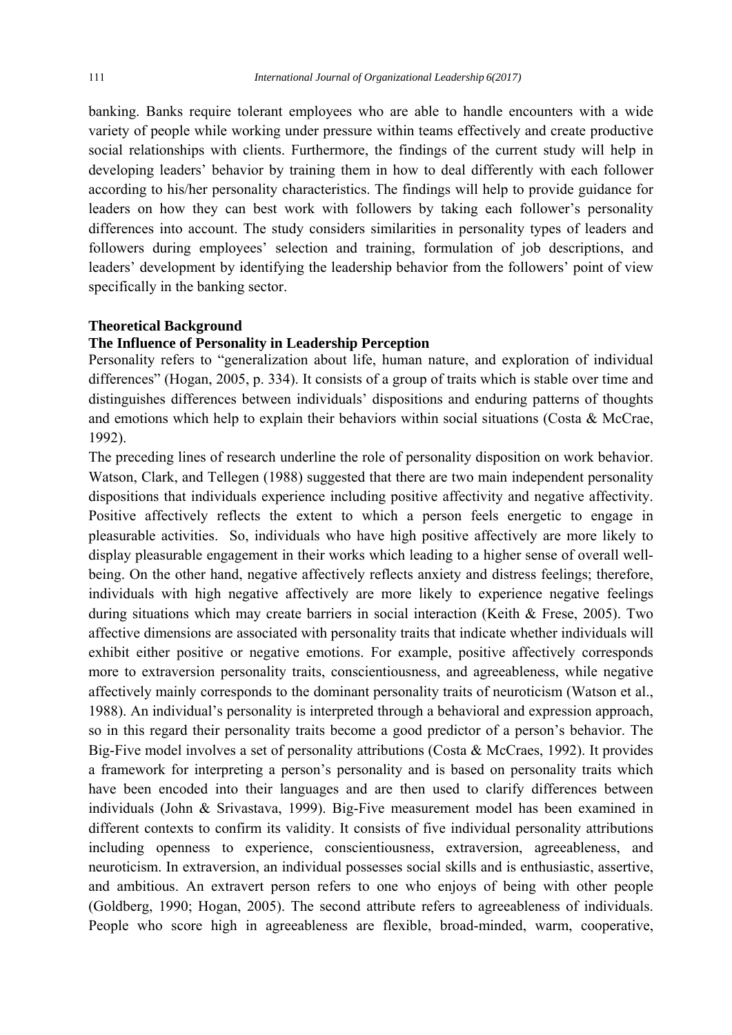banking. Banks require tolerant employees who are able to handle encounters with a wide variety of people while working under pressure within teams effectively and create productive social relationships with clients. Furthermore, the findings of the current study will help in developing leaders' behavior by training them in how to deal differently with each follower according to his/her personality characteristics. The findings will help to provide guidance for leaders on how they can best work with followers by taking each follower's personality differences into account. The study considers similarities in personality types of leaders and followers during employees' selection and training, formulation of job descriptions, and leaders' development by identifying the leadership behavior from the followers' point of view specifically in the banking sector.

## Theoretical Background

### The Influence of Personality in Leadership Perception

Personality refers to "generalization about life, human nature, and exploration of individual differences" (Hogan, 2005, p. 334). It consists of a group of traits which is stable over time and distinguishes differences between individuals' dispositions and enduring patterns of thoughts and emotions which help to explain their behaviors within social situations (Costa & McCrae, 1992).

The preceding lines of research underline the role of personality disposition on work behavior. Watson, Clark, and Tellegen (1988) suggested that there are two main independent personality dispositions that individuals experience including positive affectivity and negative affectivity. Positive affectively reflects the extent to which a person feels energetic to engage in pleasurable activities. So, individuals who have high positive affectively are more likely to display pleasurable engagement in their works which leading to a higher sense of overall well-being. On the other hand, negative affectively reflects anxiety and distress feelings; therefore, individuals with high negative affectively are more likely to experience negative feelings during situations which may create barriers in social interaction (Keith & Frese, 2005). Two affective dimensions are associated with personality traits that indicate whether individuals will exhibit either positive or negative emotions. For example, positive affectively corresponds more to extraversion personality traits, conscientiousness, and agreeableness, while negative affectively mainly corresponds to the dominant personality traits of neuroticism (Watson et al., 1988). An individual's personality is interpreted through a behavioral and expression approach, so in this regard their personality traits become a good predictor of a person's behavior. The Big-Five model involves a set of personality attributions (Costa & McCraes, 1992). It provides a framework for interpreting a person's personality and is based on personality traits which have been encoded into their languages and are then used to clarify differences between individuals (John & Srivastava, 1999). Big-Five measurement model has been examined in different contexts to confirm its validity. It consists of five individual personality attributions including openness to experience, conscientiousness, extraversion, agreeableness, and neuroticism. In extraversion, an individual possesses social skills and is enthusiastic, assertive, and ambitious. An extravert person refers to one who enjoys of being with other people (Goldberg, 1990; Hogan, 2005). The second attribute refers to agreeableness of individuals. People who score high in agreeableness are flexible, broad-minded, warm, cooperative,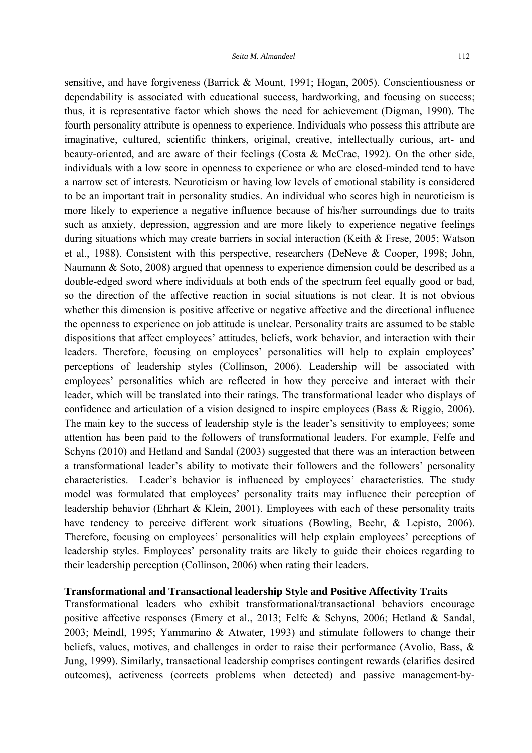sensitive, and have forgiveness (Barrick & Mount, 1991; Hogan, 2005). Conscientiousness or dependability is associated with educational success, hardworking, and focusing on success; thus, it is representative factor which shows the need for achievement (Digman, 1990). The fourth personality attribute is openness to experience. Individuals who possess this attribute are imaginative, cultured, scientific thinkers, original, creative, intellectually curious, art- and beauty-oriented, and are aware of their feelings (Costa & McCrae, 1992). On the other side, individuals with a low score in openness to experience or who are closed-minded tend to have a narrow set of interests. Neuroticism or having low levels of emotional stability is considered to be an important trait in personality studies. An individual who scores high in neuroticism is more likely to experience a negative influence because of his/her surroundings due to traits such as anxiety, depression, aggression and are more likely to experience negative feelings during situations which may create barriers in social interaction (Keith & Frese, 2005; Watson et al., 1988). Consistent with this perspective, researchers (DeNeve & Cooper, 1998; John, Naumann & Soto, 2008) argued that openness to experience dimension could be described as a double-edged sword where individuals at both ends of the spectrum feel equally good or bad, so the direction of the affective reaction in social situations is not clear. It is not obvious whether this dimension is positive affective or negative affective and the directional influence the openness to experience on job attitude is unclear. Personality traits are assumed to be stable dispositions that affect employees' attitudes, beliefs, work behavior, and interaction with their leaders. Therefore, focusing on employees' personalities will help to explain employees' perceptions of leadership styles (Collinson, 2006). Leadership will be associated with employees' personalities which are reflected in how they perceive and interact with their leader, which will be translated into their ratings. The transformational leader who displays of confidence and articulation of a vision designed to inspire employees (Bass & Riggio, 2006). The main key to the success of leadership style is the leader's sensitivity to employees; some attention has been paid to the followers of transformational leaders. For example, Felfe and Schyns (2010) and Hetland and Sandal (2003) suggested that there was an interaction between a transformational leader's ability to motivate their followers and the followers' personality characteristics. Leader's behavior is influenced by employees' characteristics. The study model was formulated that employees' personality traits may influence their perception of leadership behavior (Ehrhart & Klein, 2001). Employees with each of these personality traits have tendency to perceive different work situations (Bowling, Beehr, & Lepisto, 2006). Therefore, focusing on employees' personalities will help explain employees' perceptions of leadership styles. Employees' personality traits are likely to guide their choices regarding to their leadership perception (Collinson, 2006) when rating their leaders.

**Transformational and Transactional leadership Style and Positive Affectivity Traits**

Transformational leaders who exhibit transformational/transactional behaviors encourage positive affective responses (Emery et al., 2013; Felfe & Schyns, 2006; Hetland & Sandal, 2003; Meindl, 1995; Yammarino & Atwater, 1993) and stimulate followers to change their beliefs, values, motives, and challenges in order to raise their performance (Avolio, Bass, & Jung, 1999). Similarly, transactional leadership comprises contingent rewards (clarifies desired outcomes), activeness (corrects problems when detected) and passive management-by-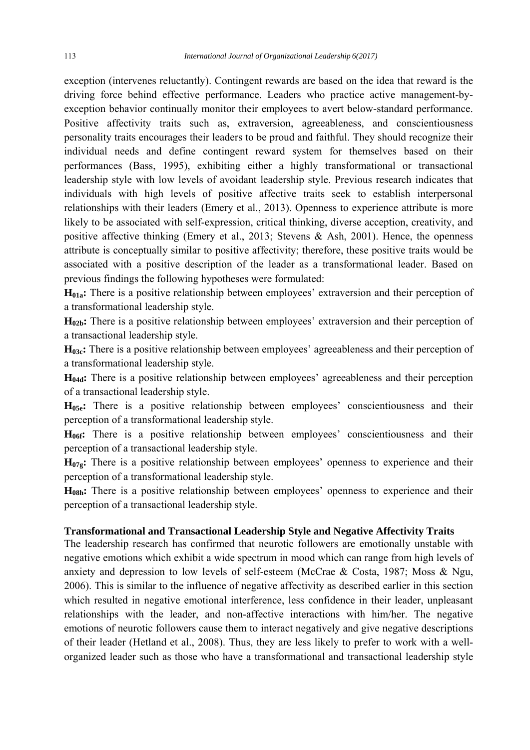exception (intervenes reluctantly). Contingent rewards are based on the idea that reward is the driving force behind effective performance. Leaders who practice active management-by-exception behavior continually monitor their employees to avert below-standard performance. Positive affectivity traits such as, extraversion, agreeableness, and conscientiousness personality traits encourages their leaders to be proud and faithful. They should recognize their individual needs and define contingent reward system for themselves based on their performances (Bass, 1995), exhibiting either a highly transformational or transactional leadership style with low levels of avoidant leadership style. Previous research indicates that individuals with high levels of positive affective traits seek to establish interpersonal relationships with their leaders (Emery et al., 2013). Openness to experience attribute is more likely to be associated with self-expression, critical thinking, diverse acception, creativity, and positive affective thinking (Emery et al., 2013; Stevens & Ash, 2001). Hence, the openness attribute is conceptually similar to positive affectivity; therefore, these positive traits would be associated with a positive description of the leader as a transformational leader. Based on previous findings the following hypotheses were formulated:

**$H_{01a}$:** There is a positive relationship between employees' extraversion and their perception of a transformational leadership style.

**$H_{02b}$:** There is a positive relationship between employees' extraversion and their perception of a transactional leadership style.

**$H_{03c}$:** There is a positive relationship between employees' agreeableness and their perception of a transformational leadership style.

**$H_{04d}$:** There is a positive relationship between employees' agreeableness and their perception of a transactional leadership style.

**$H_{05e}$:** There is a positive relationship between employees' conscientiousness and their perception of a transformational leadership style.

**$H_{06f}$:** There is a positive relationship between employees' conscientiousness and their perception of a transactional leadership style.

**$H_{07g}$:** There is a positive relationship between employees' openness to experience and their perception of a transformational leadership style.

**$H_{08h}$:** There is a positive relationship between employees' openness to experience and their perception of a transactional leadership style.

### Transformational and Transactional Leadership Style and Negative Affectivity Traits

The leadership research has confirmed that neurotic followers are emotionally unstable with negative emotions which exhibit a wide spectrum in mood which can range from high levels of anxiety and depression to low levels of self-esteem (McCrae & Costa, 1987; Moss & Ngu, 2006). This is similar to the influence of negative affectivity as described earlier in this section which resulted in negative emotional interference, less confidence in their leader, unpleasant relationships with the leader, and non-affective interactions with him/her. The negative emotions of neurotic followers cause them to interact negatively and give negative descriptions of their leader (Hetland et al., 2008). Thus, they are less likely to prefer to work with a well-organized leader such as those who have a transformational and transactional leadership style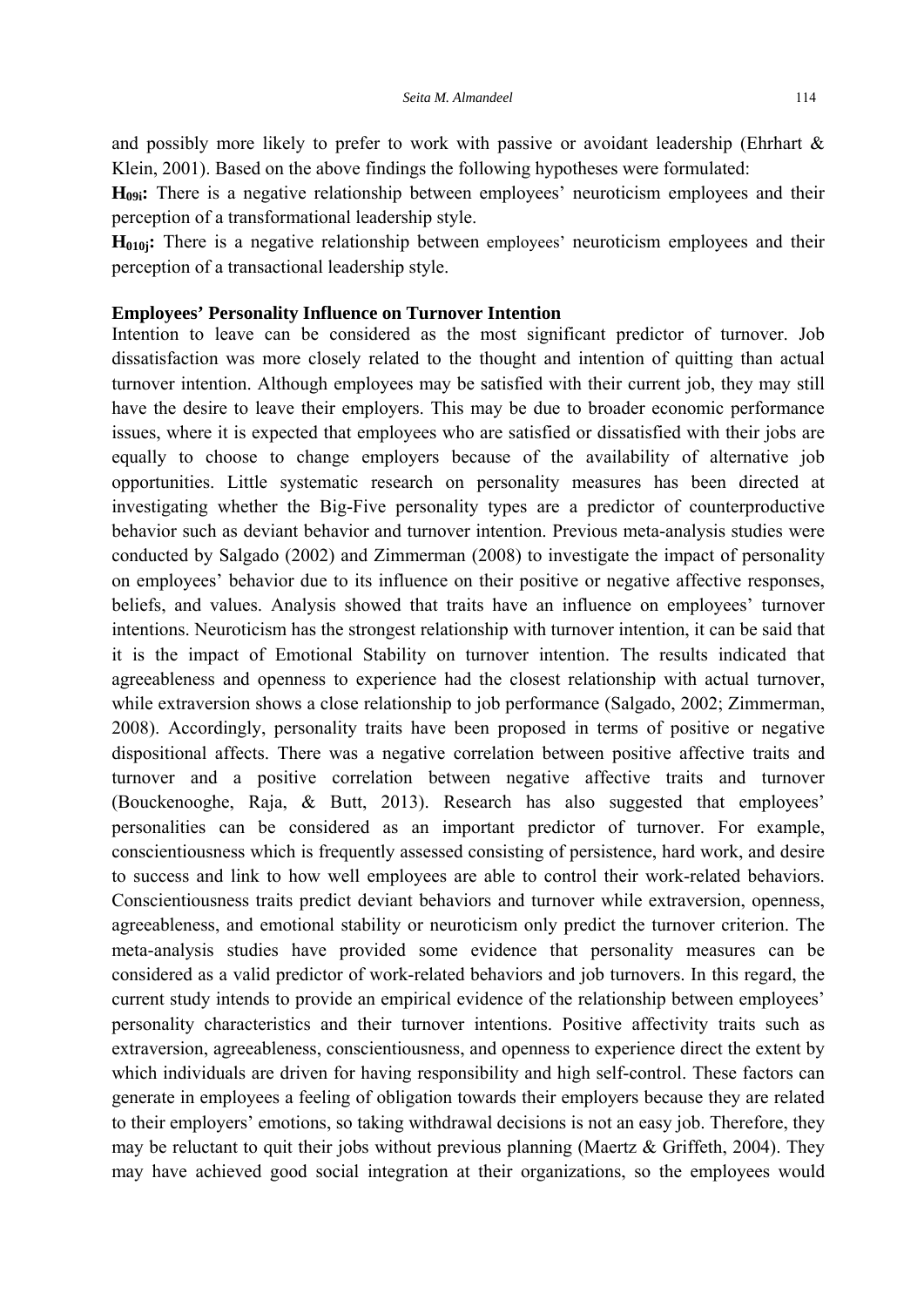and possibly more likely to prefer to work with passive or avoidant leadership (Ehrhart & Klein, 2001). Based on the above findings the following hypotheses were formulated:

**$H_{09i}$:** There is a negative relationship between employees' neuroticism employees and their perception of a transformational leadership style.

**$H_{010j}$:** There is a negative relationship between employees' neuroticism employees and their perception of a transactional leadership style.

**Employees' Personality Influence on Turnover Intention**

Intention to leave can be considered as the most significant predictor of turnover. Job dissatisfaction was more closely related to the thought and intention of quitting than actual turnover intention. Although employees may be satisfied with their current job, they may still have the desire to leave their employers. This may be due to broader economic performance issues, where it is expected that employees who are satisfied or dissatisfied with their jobs are equally to choose to change employers because of the availability of alternative job opportunities. Little systematic research on personality measures has been directed at investigating whether the Big-Five personality types are a predictor of counterproductive behavior such as deviant behavior and turnover intention. Previous meta-analysis studies were conducted by Salgado (2002) and Zimmerman (2008) to investigate the impact of personality on employees' behavior due to its influence on their positive or negative affective responses, beliefs, and values. Analysis showed that traits have an influence on employees' turnover intentions. Neuroticism has the strongest relationship with turnover intention, it can be said that it is the impact of Emotional Stability on turnover intention. The results indicated that agreeableness and openness to experience had the closest relationship with actual turnover, while extraversion shows a close relationship to job performance (Salgado, 2002; Zimmerman, 2008). Accordingly, personality traits have been proposed in terms of positive or negative dispositional affects. There was a negative correlation between positive affective traits and turnover and a positive correlation between negative affective traits and turnover (Bouckenooghe, Raja, & Butt, 2013). Research has also suggested that employees' personalities can be considered as an important predictor of turnover. For example, conscientiousness which is frequently assessed consisting of persistence, hard work, and desire to success and link to how well employees are able to control their work-related behaviors. Conscientiousness traits predict deviant behaviors and turnover while extraversion, openness, agreeableness, and emotional stability or neuroticism only predict the turnover criterion. The meta-analysis studies have provided some evidence that personality measures can be considered as a valid predictor of work-related behaviors and job turnovers. In this regard, the current study intends to provide an empirical evidence of the relationship between employees' personality characteristics and their turnover intentions. Positive affectivity traits such as extraversion, agreeableness, conscientiousness, and openness to experience direct the extent by which individuals are driven for having responsibility and high self-control. These factors can generate in employees a feeling of obligation towards their employers because they are related to their employers' emotions, so taking withdrawal decisions is not an easy job. Therefore, they may be reluctant to quit their jobs without previous planning (Maertz & Griffeth, 2004). They may have achieved good social integration at their organizations, so the employees would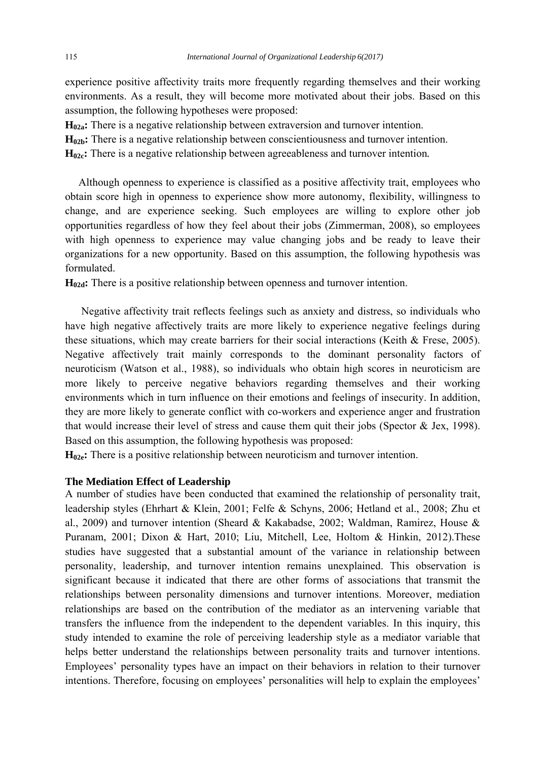experience positive affectivity traits more frequently regarding themselves and their working environments. As a result, they will become more motivated about their jobs. Based on this assumption, the following hypotheses were proposed:

**$H_{02a}$:** There is a negative relationship between extraversion and turnover intention.

**$H_{02b}$:** There is a negative relationship between conscientiousness and turnover intention.

**$H_{02c}$:** There is a negative relationship between agreeableness and turnover intention.

Although openness to experience is classified as a positive affectivity trait, employees who obtain score high in openness to experience show more autonomy, flexibility, willingness to change, and are experience seeking. Such employees are willing to explore other job opportunities regardless of how they feel about their jobs (Zimmerman, 2008), so employees with high openness to experience may value changing jobs and be ready to leave their organizations for a new opportunity. Based on this assumption, the following hypothesis was formulated.

**$H_{02d}$:** There is a positive relationship between openness and turnover intention.

Negative affectivity trait reflects feelings such as anxiety and distress, so individuals who have high negative affectively traits are more likely to experience negative feelings during these situations, which may create barriers for their social interactions (Keith & Frese, 2005). Negative affectively trait mainly corresponds to the dominant personality factors of neuroticism (Watson et al., 1988), so individuals who obtain high scores in neuroticism are more likely to perceive negative behaviors regarding themselves and their working environments which in turn influence on their emotions and feelings of insecurity. In addition, they are more likely to generate conflict with co-workers and experience anger and frustration that would increase their level of stress and cause them quit their jobs (Spector & Jex, 1998). Based on this assumption, the following hypothesis was proposed:

**$H_{02e}$:** There is a positive relationship between neuroticism and turnover intention.

### The Mediation Effect of Leadership

A number of studies have been conducted that examined the relationship of personality trait, leadership styles (Ehrhart & Klein, 2001; Felfe & Schyns, 2006; Hetland et al., 2008; Zhu et al., 2009) and turnover intention (Sheard & Kakabadse, 2002; Waldman, Ramirez, House & Puranam, 2001; Dixon & Hart, 2010; Liu, Mitchell, Lee, Holtom & Hinkin, 2012).These studies have suggested that a substantial amount of the variance in relationship between personality, leadership, and turnover intention remains unexplained. This observation is significant because it indicated that there are other forms of associations that transmit the relationships between personality dimensions and turnover intentions. Moreover, mediation relationships are based on the contribution of the mediator as an intervening variable that transfers the influence from the independent to the dependent variables. In this inquiry, this study intended to examine the role of perceiving leadership style as a mediator variable that helps better understand the relationships between personality traits and turnover intentions. Employees' personality types have an impact on their behaviors in relation to their turnover intentions. Therefore, focusing on employees' personalities will help to explain the employees'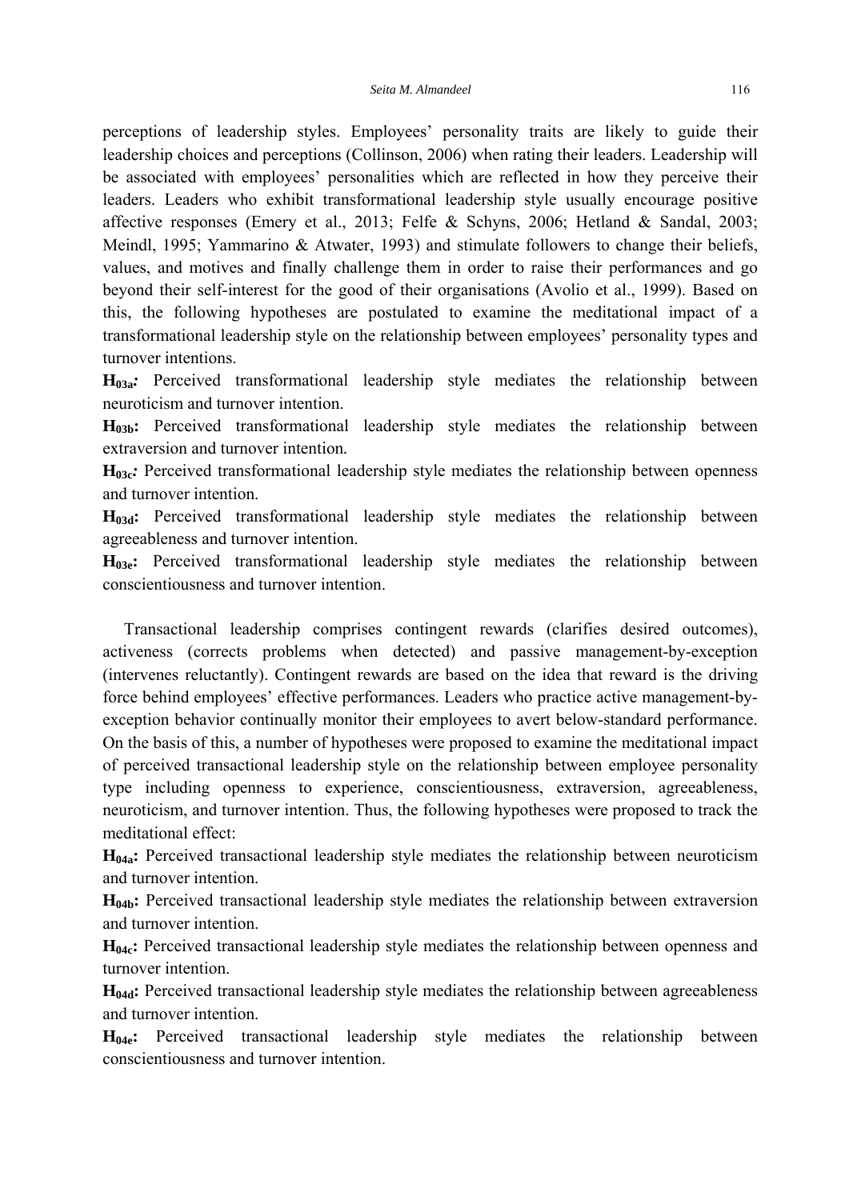perceptions of leadership styles. Employees' personality traits are likely to guide their leadership choices and perceptions (Collinson, 2006) when rating their leaders. Leadership will be associated with employees' personalities which are reflected in how they perceive their leaders. Leaders who exhibit transformational leadership style usually encourage positive affective responses (Emery et al., 2013; Felfe & Schyns, 2006; Hetland & Sandal, 2003; Meindl, 1995; Yammarino & Atwater, 1993) and stimulate followers to change their beliefs, values, and motives and finally challenge them in order to raise their performances and go beyond their self-interest for the good of their organisations (Avolio et al., 1999). Based on this, the following hypotheses are postulated to examine the meditational impact of a transformational leadership style on the relationship between employees' personality types and turnover intentions.

**$H_{03a}$:** Perceived transformational leadership style mediates the relationship between neuroticism and turnover intention.

**$H_{03b}$:** Perceived transformational leadership style mediates the relationship between extraversion and turnover intention.

**$H_{03c}$:** Perceived transformational leadership style mediates the relationship between openness and turnover intention.

**$H_{03d}$:** Perceived transformational leadership style mediates the relationship between agreeableness and turnover intention.

**$H_{03e}$:** Perceived transformational leadership style mediates the relationship between conscientiousness and turnover intention.

Transactional leadership comprises contingent rewards (clarifies desired outcomes), activeness (corrects problems when detected) and passive management-by-exception (intervenes reluctantly). Contingent rewards are based on the idea that reward is the driving force behind employees' effective performances. Leaders who practice active management-by-exception behavior continually monitor their employees to avert below-standard performance. On the basis of this, a number of hypotheses were proposed to examine the meditational impact of perceived transactional leadership style on the relationship between employee personality type including openness to experience, conscientiousness, extraversion, agreeableness, neuroticism, and turnover intention. Thus, the following hypotheses were proposed to track the meditational effect:

**$H_{04a}$:** Perceived transactional leadership style mediates the relationship between neuroticism and turnover intention.

**$H_{04b}$:** Perceived transactional leadership style mediates the relationship between extraversion and turnover intention.

**$H_{04c}$:** Perceived transactional leadership style mediates the relationship between openness and turnover intention.

**$H_{04d}$:** Perceived transactional leadership style mediates the relationship between agreeableness and turnover intention.

**$H_{04e}$:** Perceived transactional leadership style mediates the relationship between conscientiousness and turnover intention.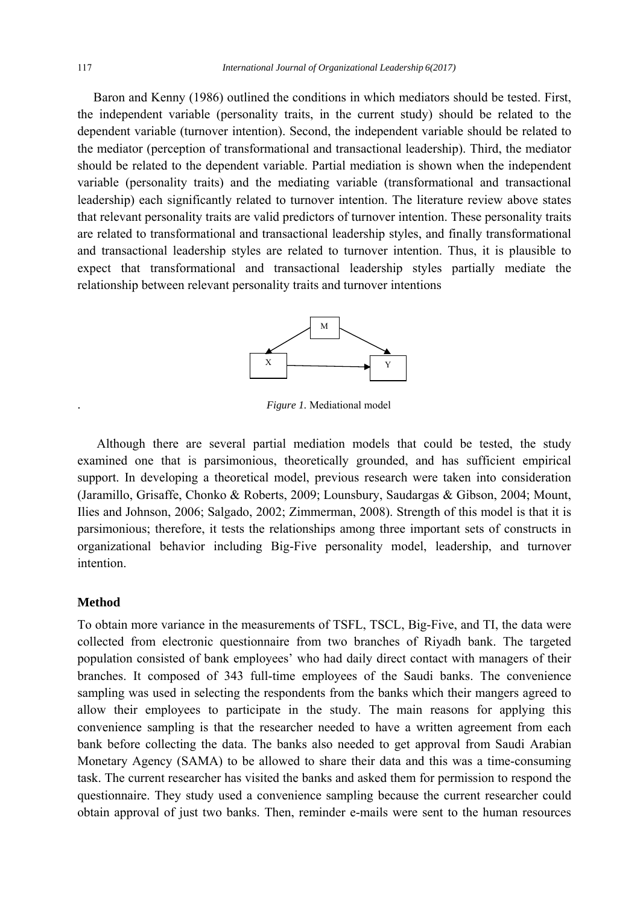Baron and Kenny (1986) outlined the conditions in which mediators should be tested. First, the independent variable (personality traits, in the current study) should be related to the dependent variable (turnover intention). Second, the independent variable should be related to the mediator (perception of transformational and transactional leadership). Third, the mediator should be related to the dependent variable. Partial mediation is shown when the independent variable (personality traits) and the mediating variable (transformational and transactional leadership) each significantly related to turnover intention. The literature review above states that relevant personality traits are valid predictors of turnover intention. These personality traits are related to transformational and transactional leadership styles, and finally transformational and transactional leadership styles are related to turnover intention. Thus, it is plausible to expect that transformational and transactional leadership styles partially mediate the relationship between relevant personality traits and turnover intentions

*Figure 1.* Mediational model

Although there are several partial mediation models that could be tested, the study examined one that is parsimonious, theoretically grounded, and has sufficient empirical support. In developing a theoretical model, previous research were taken into consideration (Jaramillo, Grisaffe, Chonko & Roberts, 2009; Lounsbury, Saudargas & Gibson, 2004; Mount, Ilies and Johnson, 2006; Salgado, 2002; Zimmerman, 2008). Strength of this model is that it is parsimonious; therefore, it tests the relationships among three important sets of constructs in organizational behavior including Big-Five personality model, leadership, and turnover intention.

## Method

To obtain more variance in the measurements of TSFL, TSCL, Big-Five, and TI, the data were collected from electronic questionnaire from two branches of Riyadh bank. The targeted population consisted of bank employees' who had daily direct contact with managers of their branches. It composed of 343 full-time employees of the Saudi banks. The convenience sampling was used in selecting the respondents from the banks which their mangers agreed to allow their employees to participate in the study. The main reasons for applying this convenience sampling is that the researcher needed to have a written agreement from each bank before collecting the data. The banks also needed to get approval from Saudi Arabian Monetary Agency (SAMA) to be allowed to share their data and this was a time-consuming task. The current researcher has visited the banks and asked them for permission to respond the questionnaire. They study used a convenience sampling because the current researcher could obtain approval of just two banks. Then, reminder e-mails were sent to the human resources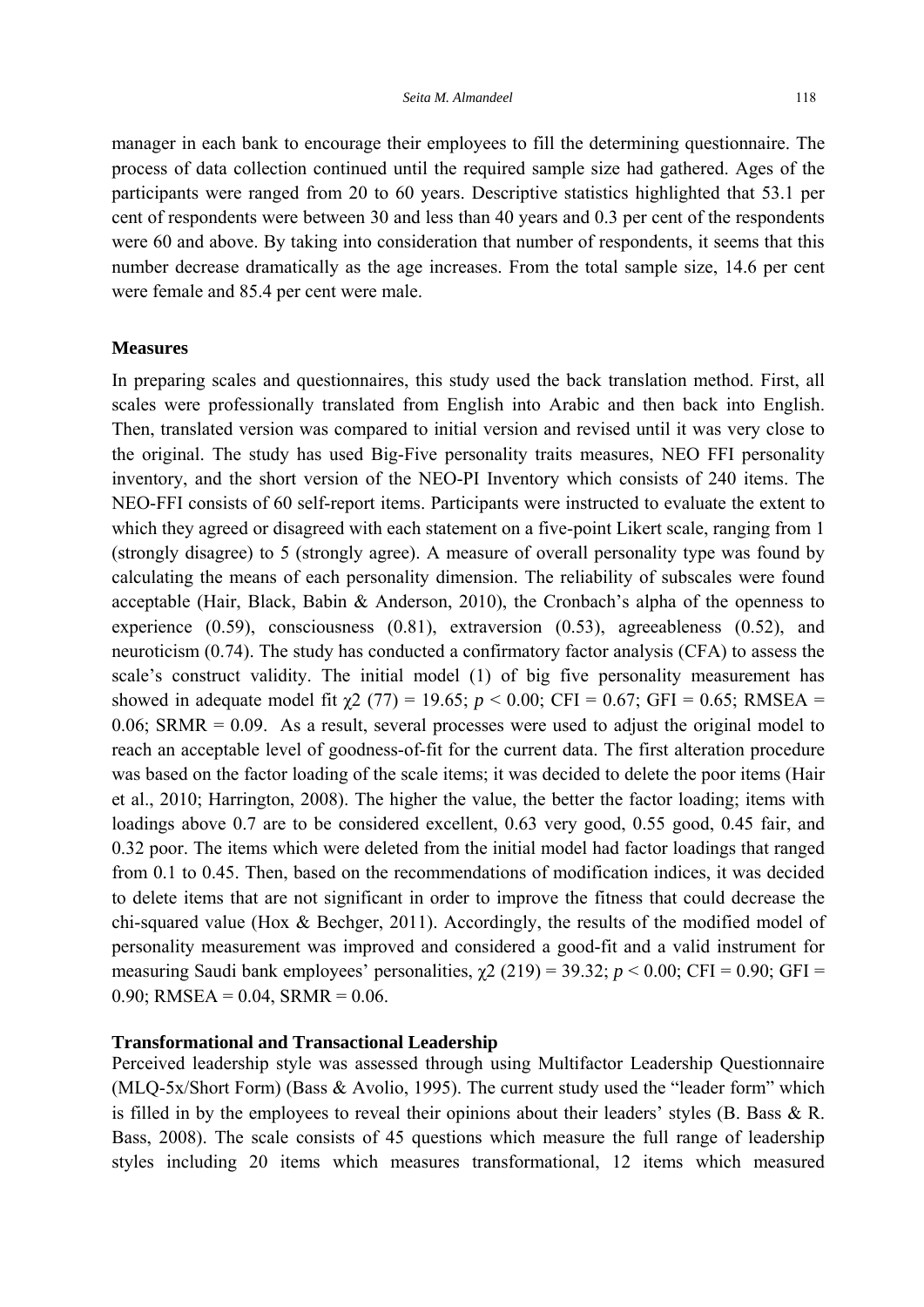manager in each bank to encourage their employees to fill the determining questionnaire. The process of data collection continued until the required sample size had gathered. Ages of the participants were ranged from 20 to 60 years. Descriptive statistics highlighted that 53.1 per cent of respondents were between 30 and less than 40 years and 0.3 per cent of the respondents were 60 and above. By taking into consideration that number of respondents, it seems that this number decrease dramatically as the age increases. From the total sample size, 14.6 per cent were female and 85.4 per cent were male.

### Measures

In preparing scales and questionnaires, this study used the back translation method. First, all scales were professionally translated from English into Arabic and then back into English. Then, translated version was compared to initial version and revised until it was very close to the original. The study has used Big-Five personality traits measures, NEO FFI personality inventory, and the short version of the NEO-PI Inventory which consists of 240 items. The NEO-FFI consists of 60 self-report items. Participants were instructed to evaluate the extent to which they agreed or disagreed with each statement on a five-point Likert scale, ranging from 1 (strongly disagree) to 5 (strongly agree). A measure of overall personality type was found by calculating the means of each personality dimension. The reliability of subscales were found acceptable (Hair, Black, Babin & Anderson, 2010), the Cronbach's alpha of the openness to experience (0.59), consciousness (0.81), extraversion (0.53), agreeableness (0.52), and neuroticism (0.74). The study has conducted a confirmatory factor analysis (CFA) to assess the scale's construct validity. The initial model (1) of big five personality measurement has showed in adequate model fit $\chi2$ (77) = 19.65; $p < 0.00$; CFI = 0.67; GFI = 0.65; RMSEA = 0.06; SRMR = 0.09. As a result, several processes were used to adjust the original model to reach an acceptable level of goodness-of-fit for the current data. The first alteration procedure was based on the factor loading of the scale items; it was decided to delete the poor items (Hair et al., 2010; Harrington, 2008). The higher the value, the better the factor loading; items with loadings above 0.7 are to be considered excellent, 0.63 very good, 0.55 good, 0.45 fair, and 0.32 poor. The items which were deleted from the initial model had factor loadings that ranged from 0.1 to 0.45. Then, based on the recommendations of modification indices, it was decided to delete items that are not significant in order to improve the fitness that could decrease the chi-squared value (Hox & Bechger, 2011). Accordingly, the results of the modified model of personality measurement was improved and considered a good-fit and a valid instrument for measuring Saudi bank employees' personalities, $\chi2$ (219) = 39.32; $p < 0.00$; CFI = 0.90; GFI = 0.90; RMSEA = 0.04, SRMR = 0.06.

### Transformational and Transactional Leadership

Perceived leadership style was assessed through using Multifactor Leadership Questionnaire (MLQ-5x/Short Form) (Bass & Avolio, 1995). The current study used the "leader form" which is filled in by the employees to reveal their opinions about their leaders' styles (B. Bass & R. Bass, 2008). The scale consists of 45 questions which measure the full range of leadership styles including 20 items which measures transformational, 12 items which measured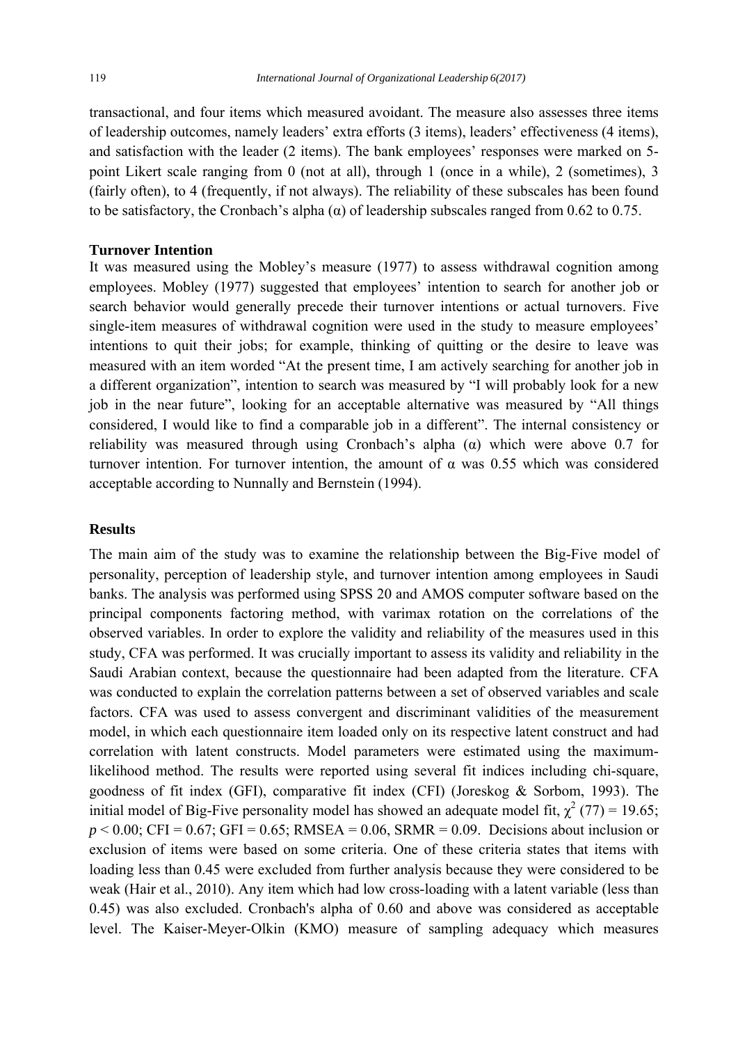transactional, and four items which measured avoidant. The measure also assesses three items of leadership outcomes, namely leaders' extra efforts (3 items), leaders' effectiveness (4 items), and satisfaction with the leader (2 items). The bank employees' responses were marked on 5-point Likert scale ranging from 0 (not at all), through 1 (once in a while), 2 (sometimes), 3 (fairly often), to 4 (frequently, if not always). The reliability of these subscales has been found to be satisfactory, the Cronbach's alpha (α) of leadership subscales ranged from 0.62 to 0.75.

**Turnover Intention**

It was measured using the Mobley's measure (1977) to assess withdrawal cognition among employees. Mobley (1977) suggested that employees' intention to search for another job or search behavior would generally precede their turnover intentions or actual turnovers. Five single-item measures of withdrawal cognition were used in the study to measure employees' intentions to quit their jobs; for example, thinking of quitting or the desire to leave was measured with an item worded "At the present time, I am actively searching for another job in a different organization", intention to search was measured by "I will probably look for a new job in the near future", looking for an acceptable alternative was measured by "All things considered, I would like to find a comparable job in a different". The internal consistency or reliability was measured through using Cronbach's alpha (α) which were above 0.7 for turnover intention. For turnover intention, the amount of α was 0.55 which was considered acceptable according to Nunnally and Bernstein (1994).

**Results**

The main aim of the study was to examine the relationship between the Big-Five model of personality, perception of leadership style, and turnover intention among employees in Saudi banks. The analysis was performed using SPSS 20 and AMOS computer software based on the principal components factoring method, with varimax rotation on the correlations of the observed variables. In order to explore the validity and reliability of the measures used in this study, CFA was performed. It was crucially important to assess its validity and reliability in the Saudi Arabian context, because the questionnaire had been adapted from the literature. CFA was conducted to explain the correlation patterns between a set of observed variables and scale factors. CFA was used to assess convergent and discriminant validities of the measurement model, in which each questionnaire item loaded only on its respective latent construct and had correlation with latent constructs. Model parameters were estimated using the maximum-likelihood method. The results were reported using several fit indices including chi-square, goodness of fit index (GFI), comparative fit index (CFI) (Joreskog & Sorbom, 1993). The initial model of Big-Five personality model has showed an adequate model fit, $\chi^2$ (77) = 19.65; $p < 0.00$; CFI = 0.67; GFI = 0.65; RMSEA = 0.06, SRMR = 0.09. Decisions about inclusion or exclusion of items were based on some criteria. One of these criteria states that items with loading less than 0.45 were excluded from further analysis because they were considered to be weak (Hair et al., 2010). Any item which had low cross-loading with a latent variable (less than 0.45) was also excluded. Cronbach's alpha of 0.60 and above was considered as acceptable level. The Kaiser-Meyer-Olkin (KMO) measure of sampling adequacy which measures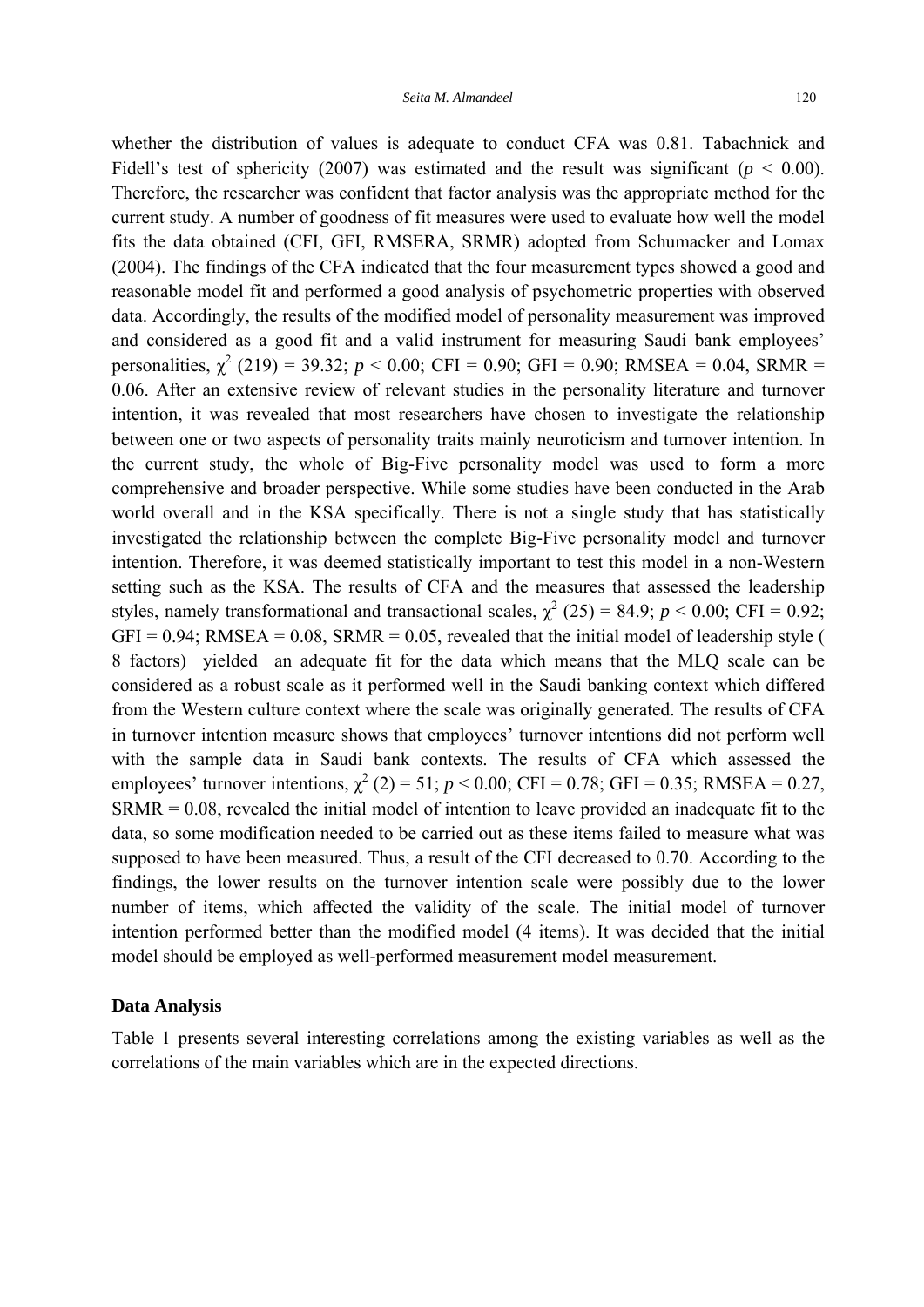whether the distribution of values is adequate to conduct CFA was 0.81. Tabachnick and Fidell's test of sphericity (2007) was estimated and the result was significant ($p$ < 0.00). Therefore, the researcher was confident that factor analysis was the appropriate method for the current study. A number of goodness of fit measures were used to evaluate how well the model fits the data obtained (CFI, GFI, RMSERA, SRMR) adopted from Schumacker and Lomax (2004). The findings of the CFA indicated that the four measurement types showed a good and reasonable model fit and performed a good analysis of psychometric properties with observed data. Accordingly, the results of the modified model of personality measurement was improved and considered as a good fit and a valid instrument for measuring Saudi bank employees' personalities, $\chi^2$ (219) = 39.32; $p$ < 0.00; CFI = 0.90; GFI = 0.90; RMSEA = 0.04, SRMR = 0.06. After an extensive review of relevant studies in the personality literature and turnover intention, it was revealed that most researchers have chosen to investigate the relationship between one or two aspects of personality traits mainly neuroticism and turnover intention. In the current study, the whole of Big-Five personality model was used to form a more comprehensive and broader perspective. While some studies have been conducted in the Arab world overall and in the KSA specifically. There is not a single study that has statistically investigated the relationship between the complete Big-Five personality model and turnover intention. Therefore, it was deemed statistically important to test this model in a non-Western setting such as the KSA. The results of CFA and the measures that assessed the leadership styles, namely transformational and transactional scales, $\chi^2$ (25) = 84.9; $p$ < 0.00; CFI = 0.92; GFI = 0.94; RMSEA = 0.08, SRMR = 0.05, revealed that the initial model of leadership style ( 8 factors) yielded an adequate fit for the data which means that the MLQ scale can be considered as a robust scale as it performed well in the Saudi banking context which differed from the Western culture context where the scale was originally generated. The results of CFA in turnover intention measure shows that employees' turnover intentions did not perform well with the sample data in Saudi bank contexts. The results of CFA which assessed the employees' turnover intentions, $\chi^2$ (2) = 51; $p$ < 0.00; CFI = 0.78; GFI = 0.35; RMSEA = 0.27, SRMR = 0.08, revealed the initial model of intention to leave provided an inadequate fit to the data, so some modification needed to be carried out as these items failed to measure what was supposed to have been measured. Thus, a result of the CFI decreased to 0.70. According to the findings, the lower results on the turnover intention scale were possibly due to the lower number of items, which affected the validity of the scale. The initial model of turnover intention performed better than the modified model (4 items). It was decided that the initial model should be employed as well-performed measurement model measurement.

**Data Analysis**

Table 1 presents several interesting correlations among the existing variables as well as the correlations of the main variables which are in the expected directions.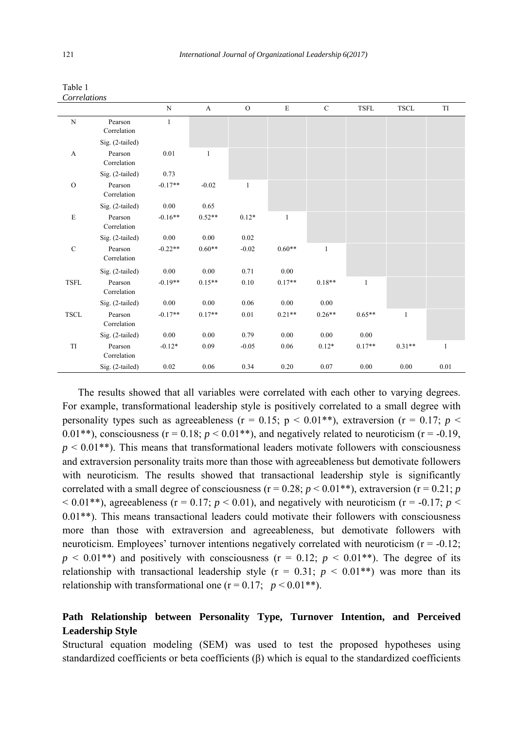Table 1

*Correlations*

| | | N | A | O | E | C | TSFL | TSCL | TI |
|---|---|---|---|---|---|---|---|---|---|
| N | Pearson Correlation | 1 | | | | | | | |
| | Sig. (2-tailed) | | | | | | | | |
| A | Pearson Correlation | 0.01 | 1 | | | | | | |
| | Sig. (2-tailed) | 0.73 | | | | | | | |
| O | Pearson Correlation | -0.17** | -0.02 | 1 | | | | | |
| | Sig. (2-tailed) | 0.00 | 0.65 | | | | | | |
| E | Pearson Correlation | -0.16** | 0.52** | 0.12* | 1 | | | | |
| | Sig. (2-tailed) | 0.00 | 0.00 | 0.02 | | | | | |
| C | Pearson Correlation | -0.22** | 0.60** | -0.02 | 0.60** | 1 | | | |
| | Sig. (2-tailed) | 0.00 | 0.00 | 0.71 | 0.00 | | | | |
| TSFL | Pearson Correlation | -0.19** | 0.15** | 0.10 | 0.17** | 0.18** | 1 | | |
| | Sig. (2-tailed) | 0.00 | 0.00 | 0.06 | 0.00 | 0.00 | | | |
| TSCL | Pearson Correlation | -0.17** | 0.17** | 0.01 | 0.21** | 0.26** | 0.65** | 1 | |
| | Sig. (2-tailed) | 0.00 | 0.00 | 0.79 | 0.00 | 0.00 | 0.00 | | |
| TI | Pearson Correlation | -0.12* | 0.09 | -0.05 | 0.06 | 0.12* | 0.17** | 0.31** | 1 |
| | Sig. (2-tailed) | 0.02 | 0.06 | 0.34 | 0.20 | 0.07 | 0.00 | 0.00 | 0.01 |

The results showed that all variables were correlated with each other to varying degrees. For example, transformational leadership style is positively correlated to a small degree with personality types such as agreeableness (r = 0.15; $p < 0.01$**), extraversion (r = 0.17; $p < 0.01$**), consciousness (r = 0.18; $p < 0.01$**), and negatively related to neuroticism (r = -0.19, $p < 0.01$**). This means that transformational leaders motivate followers with consciousness and extraversion personality traits more than those with agreeableness but demotivate followers with neuroticism. The results showed that transactional leadership style is significantly correlated with a small degree of consciousness (r = 0.28; $p < 0.01$**), extraversion (r = 0.21; $p < 0.01$**), agreeableness (r = 0.17; $p < 0.01$), and negatively with neuroticism (r = -0.17; $p < 0.01$**). This means transactional leaders could motivate their followers with consciousness more than those with extraversion and agreeableness, but demotivate followers with neuroticism. Employees' turnover intentions negatively correlated with neuroticism (r = -0.12; $p < 0.01$**) and positively with consciousness (r = 0.12; $p < 0.01$**). The degree of its relationship with transactional leadership style (r = 0.31; $p < 0.01$**) was more than its relationship with transformational one (r = 0.17; $p < 0.01$**).

## Path Relationship between Personality Type, Turnover Intention, and Perceived Leadership Style

Structural equation modeling (SEM) was used to test the proposed hypotheses using standardized coefficients or beta coefficients (β) which is equal to the standardized coefficients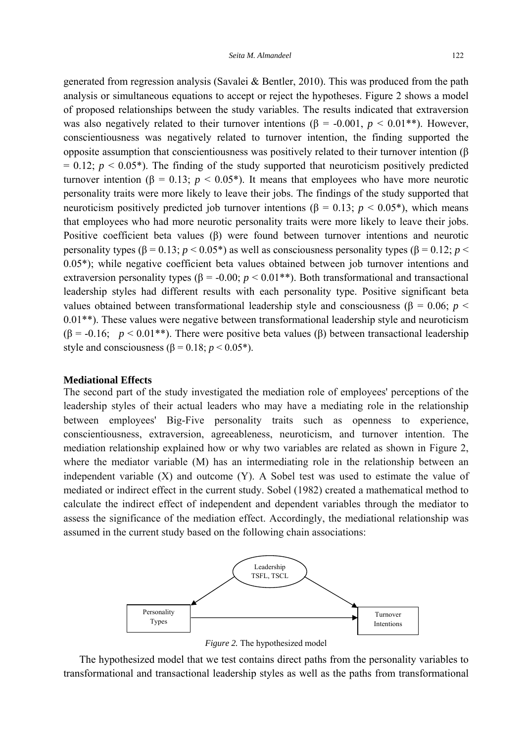generated from regression analysis (Savalei & Bentler, 2010). This was produced from the path analysis or simultaneous equations to accept or reject the hypotheses. Figure 2 shows a model of proposed relationships between the study variables. The results indicated that extraversion was also negatively related to their turnover intentions ($\beta$ = -0.001, $p$ < 0.01**). However, conscientiousness was negatively related to turnover intention, the finding supported the opposite assumption that conscientiousness was positively related to their turnover intention ($\beta$ = 0.12; $p$ < 0.05*). The finding of the study supported that neuroticism positively predicted turnover intention ($\beta$ = 0.13; $p$ < 0.05*). It means that employees who have more neurotic personality traits were more likely to leave their jobs. The findings of the study supported that neuroticism positively predicted job turnover intentions ($\beta$ = 0.13; $p$ < 0.05*), which means that employees who had more neurotic personality traits were more likely to leave their jobs. Positive coefficient beta values ($\beta$) were found between turnover intentions and neurotic personality types ($\beta$ = 0.13; $p$ < 0.05*) as well as consciousness personality types ($\beta$ = 0.12; $p$ < 0.05*); while negative coefficient beta values obtained between job turnover intentions and extraversion personality types ($\beta$ = -0.00; $p$ < 0.01**). Both transformational and transactional leadership styles had different results with each personality type. Positive significant beta values obtained between transformational leadership style and consciousness ($\beta$ = 0.06; $p$ < 0.01**). These values were negative between transformational leadership style and neuroticism ($\beta$ = -0.16; $p$ < 0.01**). There were positive beta values ($\beta$) between transactional leadership style and consciousness ($\beta$ = 0.18; $p$ < 0.05*).

**Mediational Effects**

The second part of the study investigated the mediation role of employees' perceptions of the leadership styles of their actual leaders who may have a mediating role in the relationship between employees' Big-Five personality traits such as openness to experience, conscientiousness, extraversion, agreeableness, neuroticism, and turnover intention. The mediation relationship explained how or why two variables are related as shown in Figure 2, where the mediator variable (M) has an intermediating role in the relationship between an independent variable (X) and outcome (Y). A Sobel test was used to estimate the value of mediated or indirect effect in the current study. Sobel (1982) created a mathematical method to calculate the indirect effect of independent and dependent variables through the mediator to assess the significance of the mediation effect. Accordingly, the mediational relationship was assumed in the current study based on the following chain associations:

Leadership TSFL, TSCL

Personality Types

Turnover Intentions

*Figure 2.* The hypothesized model

The hypothesized model that we test contains direct paths from the personality variables to transformational and transactional leadership styles as well as the paths from transformational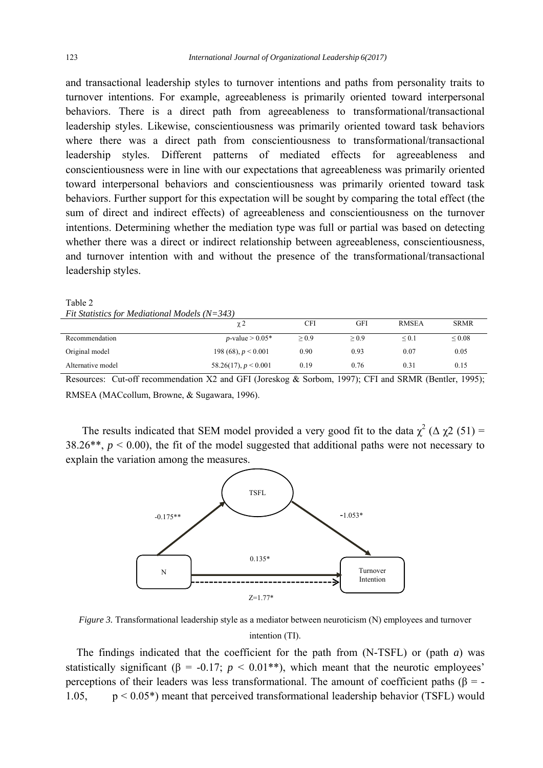and transactional leadership styles to turnover intentions and paths from personality traits to turnover intentions. For example, agreeableness is primarily oriented toward interpersonal behaviors. There is a direct path from agreeableness to transformational/transactional leadership styles. Likewise, conscientiousness was primarily oriented toward task behaviors where there was a direct path from conscientiousness to transformational/transactional leadership styles. Different patterns of mediated effects for agreeableness and conscientiousness were in line with our expectations that agreeableness was primarily oriented toward interpersonal behaviors and conscientiousness was primarily oriented toward task behaviors. Further support for this expectation will be sought by comparing the total effect (the sum of direct and indirect effects) of agreeableness and conscientiousness on the turnover intentions. Determining whether the mediation type was full or partial was based on detecting whether there was a direct or indirect relationship between agreeableness, conscientiousness, and turnover intention with and without the presence of the transformational/transactional leadership styles.

Table 2

*Fit Statistics for Mediational Models (N=343)*

| | $\chi 2$ | CFI | GFI | RMSEA | SRMR |
|---|---|---|---|---|---|
| Recommendation | $p$-value > 0.05* | ≥ 0.9 | ≥ 0.9 | ≤ 0.1 | ≤ 0.08 |
| Original model | 198 (68), $p < 0.001$ | 0.90 | 0.93 | 0.07 | 0.05 |
| Alternative model | 58.26(17), $p < 0.001$ | 0.19 | 0.76 | 0.31 | 0.15 |

Resources: Cut-off recommendation X2 and GFI (Joreskog & Sorbom, 1997); CFI and SRMR (Bentler, 1995); RMSEA (MACcollum, Browne, & Sugawara, 1996).

The results indicated that SEM model provided a very good fit to the data $\chi^2$ ($\Delta$ $\chi 2$ (51) = 38.26**, $p < 0.00$), the fit of the model suggested that additional paths were not necessary to explain the variation among the measures.

TSFL

-0.175**

-1.053*

0.135*

N

Turnover Intention

Z=1.77*

*Figure 3.* Transformational leadership style as a mediator between neuroticism (N) employees and turnover intention (TI).

The findings indicated that the coefficient for the path from (N-TSFL) or (path *a*) was statistically significant ($\beta$ = -0.17; $p < 0.01$**), which meant that the neurotic employees' perceptions of their leaders was less transformational. The amount of coefficient paths ($\beta$ = -1.05, $p < 0.05$*) meant that perceived transformational leadership behavior (TSFL) would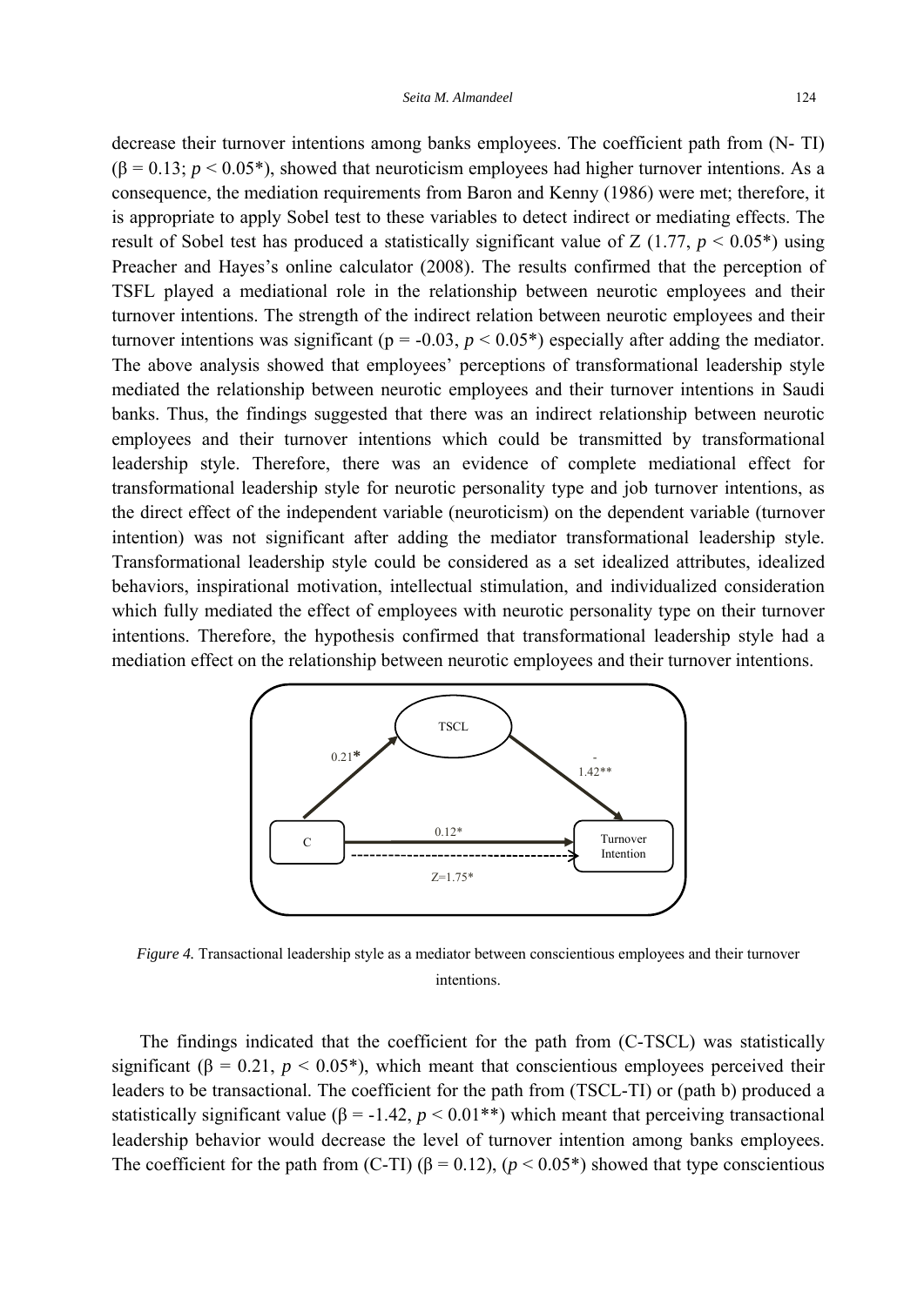decrease their turnover intentions among banks employees. The coefficient path from (N- TI) ($\beta = 0.13$; $p < 0.05$*), showed that neuroticism employees had higher turnover intentions. As a consequence, the mediation requirements from Baron and Kenny (1986) were met; therefore, it is appropriate to apply Sobel test to these variables to detect indirect or mediating effects. The result of Sobel test has produced a statistically significant value of Z (1.77, $p < 0.05$*) using Preacher and Hayes's online calculator (2008). The results confirmed that the perception of TSFL played a mediational role in the relationship between neurotic employees and their turnover intentions. The strength of the indirect relation between neurotic employees and their turnover intentions was significant (p = -0.03, $p < 0.05$*) especially after adding the mediator. The above analysis showed that employees' perceptions of transformational leadership style mediated the relationship between neurotic employees and their turnover intentions in Saudi banks. Thus, the findings suggested that there was an indirect relationship between neurotic employees and their turnover intentions which could be transmitted by transformational leadership style. Therefore, there was an evidence of complete mediational effect for transformational leadership style for neurotic personality type and job turnover intentions, as the direct effect of the independent variable (neuroticism) on the dependent variable (turnover intention) was not significant after adding the mediator transformational leadership style. Transformational leadership style could be considered as a set idealized attributes, idealized behaviors, inspirational motivation, intellectual stimulation, and individualized consideration which fully mediated the effect of employees with neurotic personality type on their turnover intentions. Therefore, the hypothesis confirmed that transformational leadership style had a mediation effect on the relationship between neurotic employees and their turnover intentions.

TSCL

0.21*

-1.42**

C

0.12*

Turnover Intention

Z=1.75*

*Figure 4.* Transactional leadership style as a mediator between conscientious employees and their turnover intentions.

The findings indicated that the coefficient for the path from (C-TSCL) was statistically significant ($\beta = 0.21$, $p < 0.05$*), which meant that conscientious employees perceived their leaders to be transactional. The coefficient for the path from (TSCL-TI) or (path b) produced a statistically significant value ($\beta = -1.42$, $p < 0.01$**) which meant that perceiving transactional leadership behavior would decrease the level of turnover intention among banks employees. The coefficient for the path from (C-TI) ($\beta = 0.12$), ($p < 0.05$*) showed that type conscientious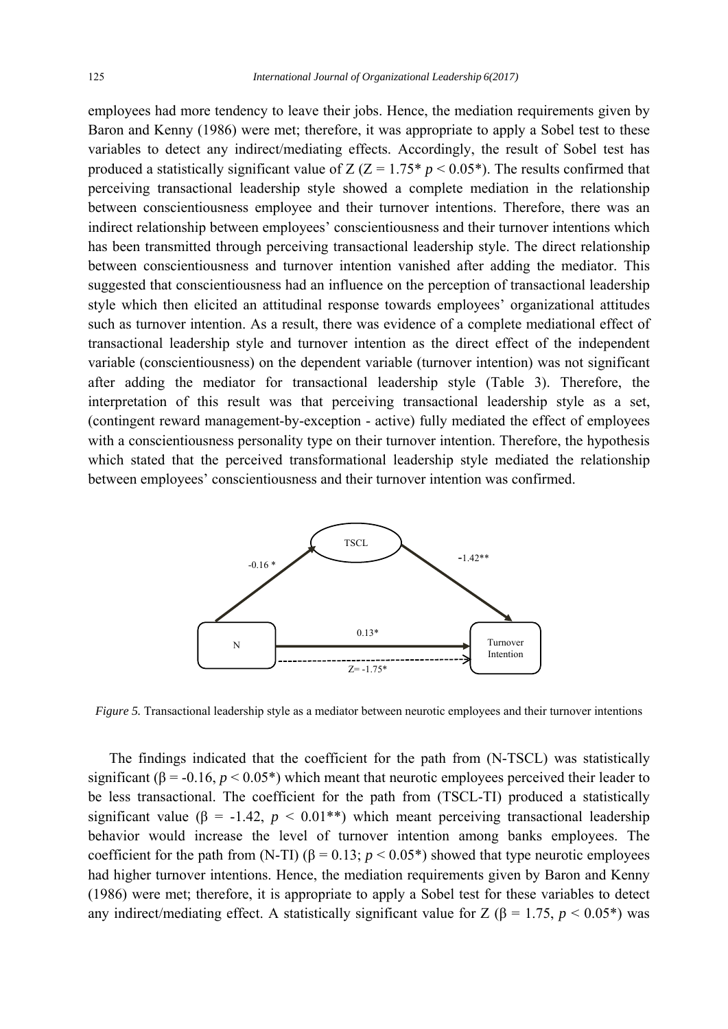employees had more tendency to leave their jobs. Hence, the mediation requirements given by Baron and Kenny (1986) were met; therefore, it was appropriate to apply a Sobel test to these variables to detect any indirect/mediating effects. Accordingly, the result of Sobel test has produced a statistically significant value of Z (Z = 1.75* $p < 0.05$*). The results confirmed that perceiving transactional leadership style showed a complete mediation in the relationship between conscientiousness employee and their turnover intentions. Therefore, there was an indirect relationship between employees' conscientiousness and their turnover intentions which has been transmitted through perceiving transactional leadership style. The direct relationship between conscientiousness and turnover intention vanished after adding the mediator. This suggested that conscientiousness had an influence on the perception of transactional leadership style which then elicited an attitudinal response towards employees' organizational attitudes such as turnover intention. As a result, there was evidence of a complete mediational effect of transactional leadership style and turnover intention as the direct effect of the independent variable (conscientiousness) on the dependent variable (turnover intention) was not significant after adding the mediator for transactional leadership style (Table 3). Therefore, the interpretation of this result was that perceiving transactional leadership style as a set, (contingent reward management-by-exception - active) fully mediated the effect of employees with a conscientiousness personality type on their turnover intention. Therefore, the hypothesis which stated that the perceived transformational leadership style mediated the relationship between employees' conscientiousness and their turnover intention was confirmed.

TSCL

-0.16 *

-1.42**

N

0.13*

Turnover Intention

Z= -1.75*

*Figure 5.* Transactional leadership style as a mediator between neurotic employees and their turnover intentions

The findings indicated that the coefficient for the path from (N-TSCL) was statistically significant ($\beta = -0.16$, $p < 0.05$*) which meant that neurotic employees perceived their leader to be less transactional. The coefficient for the path from (TSCL-TI) produced a statistically significant value ($\beta = -1.42$, $p < 0.01$**) which meant perceiving transactional leadership behavior would increase the level of turnover intention among banks employees. The coefficient for the path from (N-TI) ($\beta = 0.13$; $p < 0.05$*) showed that type neurotic employees had higher turnover intentions. Hence, the mediation requirements given by Baron and Kenny (1986) were met; therefore, it is appropriate to apply a Sobel test for these variables to detect any indirect/mediating effect. A statistically significant value for Z ($\beta = 1.75$, $p < 0.05$*) was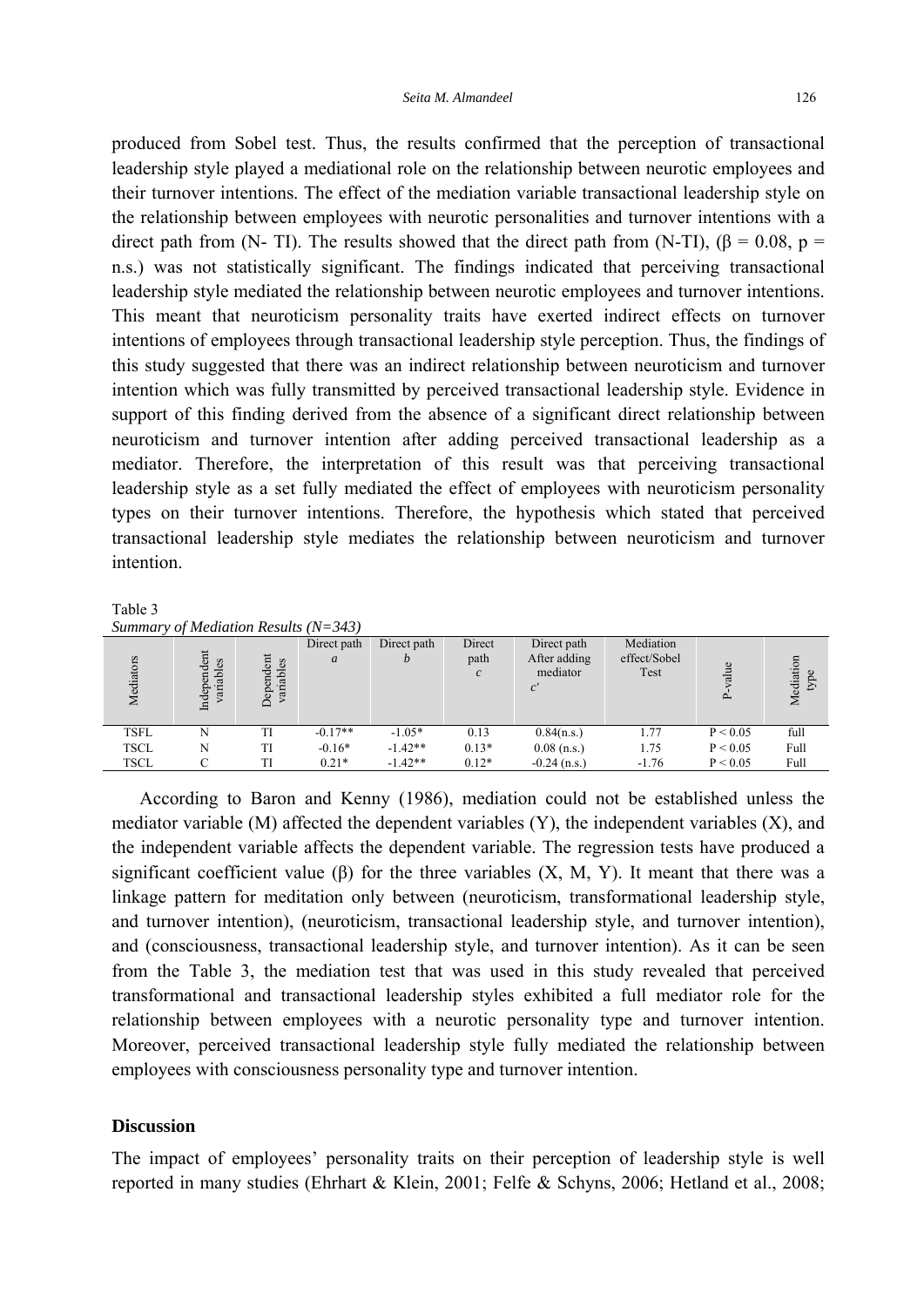produced from Sobel test. Thus, the results confirmed that the perception of transactional leadership style played a mediational role on the relationship between neurotic employees and their turnover intentions. The effect of the mediation variable transactional leadership style on the relationship between employees with neurotic personalities and turnover intentions with a direct path from (N- TI). The results showed that the direct path from (N-TI), ($\beta = 0.08$, p = n.s.) was not statistically significant. The findings indicated that perceiving transactional leadership style mediated the relationship between neurotic employees and turnover intentions. This meant that neuroticism personality traits have exerted indirect effects on turnover intentions of employees through transactional leadership style perception. Thus, the findings of this study suggested that there was an indirect relationship between neuroticism and turnover intention which was fully transmitted by perceived transactional leadership style. Evidence in support of this finding derived from the absence of a significant direct relationship between neuroticism and turnover intention after adding perceived transactional leadership as a mediator. Therefore, the interpretation of this result was that perceiving transactional leadership style as a set fully mediated the effect of employees with neuroticism personality types on their turnover intentions. Therefore, the hypothesis which stated that perceived transactional leadership style mediates the relationship between neuroticism and turnover intention.

Table 3
*Summary of Mediation Results (N=343)*

| Mediators | Independent variables | Dependent variables | Direct path *a* | Direct path *b* | Direct path *c* | Direct path After adding mediator *c′* | Mediation effect/Sobel Test | P-value | Mediation type |
|---|---|---|---|---|---|---|---|---|---|
| TSFL | N | TI | -0.17** | -1.05* | 0.13 | 0.84(n.s.) | 1.77 | P < 0.05 | full |
| TSCL | N | TI | -0.16* | -1.42** | 0.13* | 0.08 (n.s.) | 1.75 | P < 0.05 | Full |
| TSCL | C | TI | 0.21* | -1.42** | 0.12* | -0.24 (n.s.) | -1.76 | P < 0.05 | Full |

According to Baron and Kenny (1986), mediation could not be established unless the mediator variable (M) affected the dependent variables (Y), the independent variables (X), and the independent variable affects the dependent variable. The regression tests have produced a significant coefficient value ($\beta$) for the three variables (X, M, Y). It meant that there was a linkage pattern for meditation only between (neuroticism, transformational leadership style, and turnover intention), (neuroticism, transactional leadership style, and turnover intention), and (consciousness, transactional leadership style, and turnover intention). As it can be seen from the Table 3, the mediation test that was used in this study revealed that perceived transformational and transactional leadership styles exhibited a full mediator role for the relationship between employees with a neurotic personality type and turnover intention. Moreover, perceived transactional leadership style fully mediated the relationship between employees with consciousness personality type and turnover intention.

## Discussion

The impact of employees' personality traits on their perception of leadership style is well reported in many studies (Ehrhart & Klein, 2001; Felfe & Schyns, 2006; Hetland et al., 2008;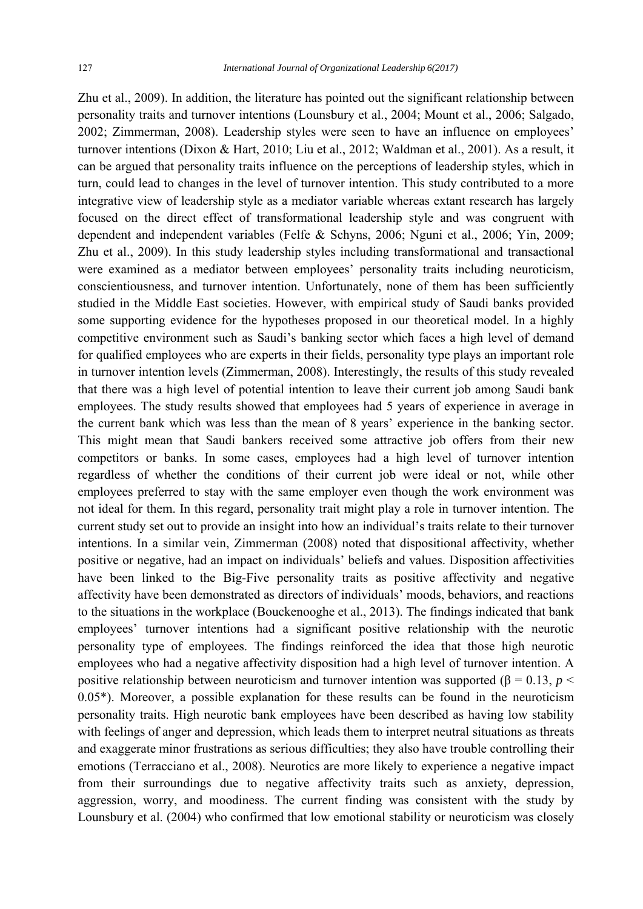Zhu et al., 2009). In addition, the literature has pointed out the significant relationship between personality traits and turnover intentions (Lounsbury et al., 2004; Mount et al., 2006; Salgado, 2002; Zimmerman, 2008). Leadership styles were seen to have an influence on employees' turnover intentions (Dixon & Hart, 2010; Liu et al., 2012; Waldman et al., 2001). As a result, it can be argued that personality traits influence on the perceptions of leadership styles, which in turn, could lead to changes in the level of turnover intention. This study contributed to a more integrative view of leadership style as a mediator variable whereas extant research has largely focused on the direct effect of transformational leadership style and was congruent with dependent and independent variables (Felfe & Schyns, 2006; Nguni et al., 2006; Yin, 2009; Zhu et al., 2009). In this study leadership styles including transformational and transactional were examined as a mediator between employees' personality traits including neuroticism, conscientiousness, and turnover intention. Unfortunately, none of them has been sufficiently studied in the Middle East societies. However, with empirical study of Saudi banks provided some supporting evidence for the hypotheses proposed in our theoretical model. In a highly competitive environment such as Saudi's banking sector which faces a high level of demand for qualified employees who are experts in their fields, personality type plays an important role in turnover intention levels (Zimmerman, 2008). Interestingly, the results of this study revealed that there was a high level of potential intention to leave their current job among Saudi bank employees. The study results showed that employees had 5 years of experience in average in the current bank which was less than the mean of 8 years' experience in the banking sector. This might mean that Saudi bankers received some attractive job offers from their new competitors or banks. In some cases, employees had a high level of turnover intention regardless of whether the conditions of their current job were ideal or not, while other employees preferred to stay with the same employer even though the work environment was not ideal for them. In this regard, personality trait might play a role in turnover intention. The current study set out to provide an insight into how an individual's traits relate to their turnover intentions. In a similar vein, Zimmerman (2008) noted that dispositional affectivity, whether positive or negative, had an impact on individuals' beliefs and values. Disposition affectivities have been linked to the Big-Five personality traits as positive affectivity and negative affectivity have been demonstrated as directors of individuals' moods, behaviors, and reactions to the situations in the workplace (Bouckenooghe et al., 2013). The findings indicated that bank employees' turnover intentions had a significant positive relationship with the neurotic personality type of employees. The findings reinforced the idea that those high neurotic employees who had a negative affectivity disposition had a high level of turnover intention. A positive relationship between neuroticism and turnover intention was supported ($\beta = 0.13$, $p < 0.05$*). Moreover, a possible explanation for these results can be found in the neuroticism personality traits. High neurotic bank employees have been described as having low stability with feelings of anger and depression, which leads them to interpret neutral situations as threats and exaggerate minor frustrations as serious difficulties; they also have trouble controlling their emotions (Terracciano et al., 2008). Neurotics are more likely to experience a negative impact from their surroundings due to negative affectivity traits such as anxiety, depression, aggression, worry, and moodiness. The current finding was consistent with the study by Lounsbury et al. (2004) who confirmed that low emotional stability or neuroticism was closely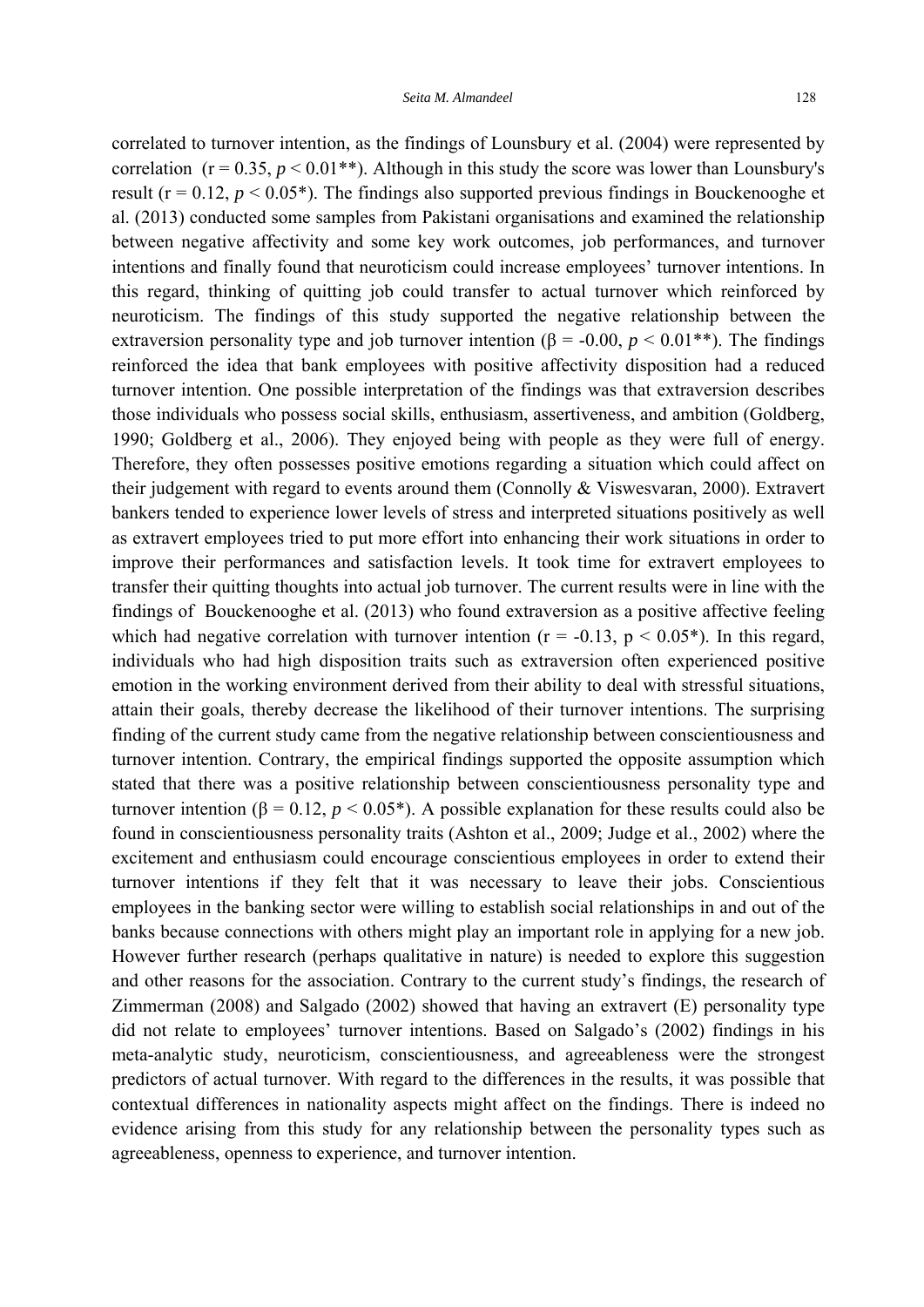correlated to turnover intention, as the findings of Lounsbury et al. (2004) were represented by correlation ($r = 0.35$, $p < 0.01$**). Although in this study the score was lower than Lounsbury's result ($r = 0.12$, $p < 0.05$*). The findings also supported previous findings in Bouckenooghe et al. (2013) conducted some samples from Pakistani organisations and examined the relationship between negative affectivity and some key work outcomes, job performances, and turnover intentions and finally found that neuroticism could increase employees' turnover intentions. In this regard, thinking of quitting job could transfer to actual turnover which reinforced by neuroticism. The findings of this study supported the negative relationship between the extraversion personality type and job turnover intention ($\beta = -0.00$, $p < 0.01$**). The findings reinforced the idea that bank employees with positive affectivity disposition had a reduced turnover intention. One possible interpretation of the findings was that extraversion describes those individuals who possess social skills, enthusiasm, assertiveness, and ambition (Goldberg, 1990; Goldberg et al., 2006). They enjoyed being with people as they were full of energy. Therefore, they often possesses positive emotions regarding a situation which could affect on their judgement with regard to events around them (Connolly & Viswesvaran, 2000). Extravert bankers tended to experience lower levels of stress and interpreted situations positively as well as extravert employees tried to put more effort into enhancing their work situations in order to improve their performances and satisfaction levels. It took time for extravert employees to transfer their quitting thoughts into actual job turnover. The current results were in line with the findings of Bouckenooghe et al. (2013) who found extraversion as a positive affective feeling which had negative correlation with turnover intention ($r = -0.13$, $p < 0.05$*). In this regard, individuals who had high disposition traits such as extraversion often experienced positive emotion in the working environment derived from their ability to deal with stressful situations, attain their goals, thereby decrease the likelihood of their turnover intentions. The surprising finding of the current study came from the negative relationship between conscientiousness and turnover intention. Contrary, the empirical findings supported the opposite assumption which stated that there was a positive relationship between conscientiousness personality type and turnover intention ($\beta = 0.12$, $p < 0.05$*). A possible explanation for these results could also be found in conscientiousness personality traits (Ashton et al., 2009; Judge et al., 2002) where the excitement and enthusiasm could encourage conscientious employees in order to extend their turnover intentions if they felt that it was necessary to leave their jobs. Conscientious employees in the banking sector were willing to establish social relationships in and out of the banks because connections with others might play an important role in applying for a new job. However further research (perhaps qualitative in nature) is needed to explore this suggestion and other reasons for the association. Contrary to the current study's findings, the research of Zimmerman (2008) and Salgado (2002) showed that having an extravert (E) personality type did not relate to employees' turnover intentions. Based on Salgado's (2002) findings in his meta-analytic study, neuroticism, conscientiousness, and agreeableness were the strongest predictors of actual turnover. With regard to the differences in the results, it was possible that contextual differences in nationality aspects might affect on the findings. There is indeed no evidence arising from this study for any relationship between the personality types such as agreeableness, openness to experience, and turnover intention.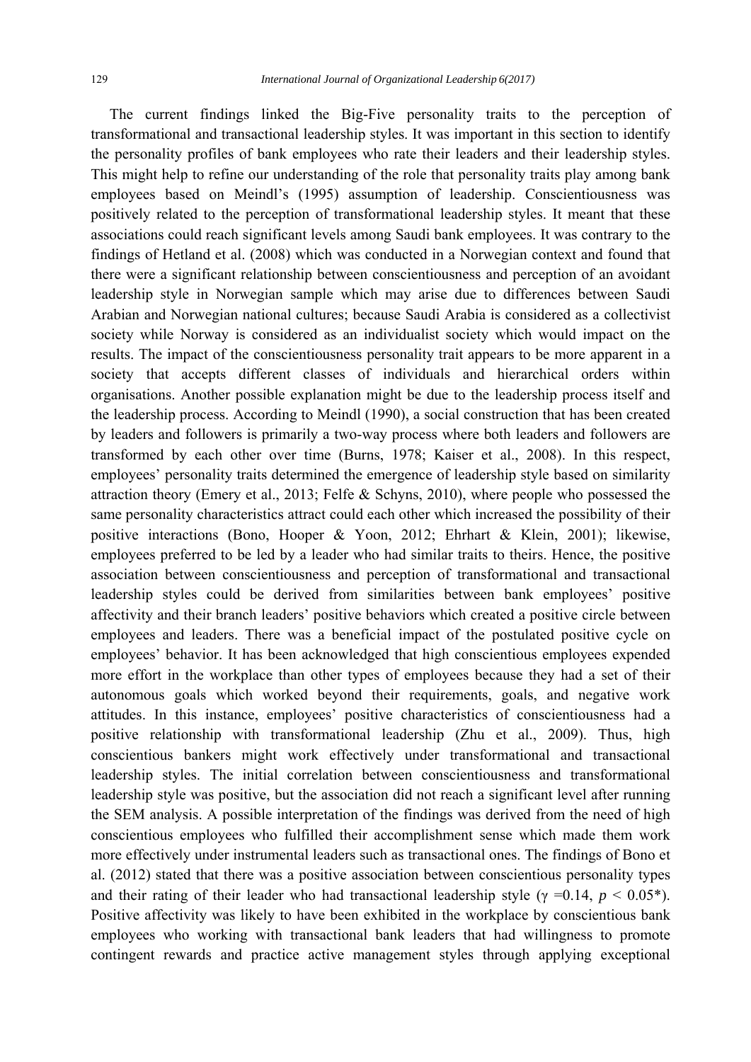The current findings linked the Big-Five personality traits to the perception of transformational and transactional leadership styles. It was important in this section to identify the personality profiles of bank employees who rate their leaders and their leadership styles. This might help to refine our understanding of the role that personality traits play among bank employees based on Meindl's (1995) assumption of leadership. Conscientiousness was positively related to the perception of transformational leadership styles. It meant that these associations could reach significant levels among Saudi bank employees. It was contrary to the findings of Hetland et al. (2008) which was conducted in a Norwegian context and found that there were a significant relationship between conscientiousness and perception of an avoidant leadership style in Norwegian sample which may arise due to differences between Saudi Arabian and Norwegian national cultures; because Saudi Arabia is considered as a collectivist society while Norway is considered as an individualist society which would impact on the results. The impact of the conscientiousness personality trait appears to be more apparent in a society that accepts different classes of individuals and hierarchical orders within organisations. Another possible explanation might be due to the leadership process itself and the leadership process. According to Meindl (1990), a social construction that has been created by leaders and followers is primarily a two-way process where both leaders and followers are transformed by each other over time (Burns, 1978; Kaiser et al., 2008). In this respect, employees' personality traits determined the emergence of leadership style based on similarity attraction theory (Emery et al., 2013; Felfe & Schyns, 2010), where people who possessed the same personality characteristics attract could each other which increased the possibility of their positive interactions (Bono, Hooper & Yoon, 2012; Ehrhart & Klein, 2001); likewise, employees preferred to be led by a leader who had similar traits to theirs. Hence, the positive association between conscientiousness and perception of transformational and transactional leadership styles could be derived from similarities between bank employees' positive affectivity and their branch leaders' positive behaviors which created a positive circle between employees and leaders. There was a beneficial impact of the postulated positive cycle on employees' behavior. It has been acknowledged that high conscientious employees expended more effort in the workplace than other types of employees because they had a set of their autonomous goals which worked beyond their requirements, goals, and negative work attitudes. In this instance, employees' positive characteristics of conscientiousness had a positive relationship with transformational leadership (Zhu et al., 2009). Thus, high conscientious bankers might work effectively under transformational and transactional leadership styles. The initial correlation between conscientiousness and transformational leadership style was positive, but the association did not reach a significant level after running the SEM analysis. A possible interpretation of the findings was derived from the need of high conscientious employees who fulfilled their accomplishment sense which made them work more effectively under instrumental leaders such as transactional ones. The findings of Bono et al. (2012) stated that there was a positive association between conscientious personality types and their rating of their leader who had transactional leadership style ($\gamma = 0.14$, $p < 0.05$*). Positive affectivity was likely to have been exhibited in the workplace by conscientious bank employees who working with transactional bank leaders that had willingness to promote contingent rewards and practice active management styles through applying exceptional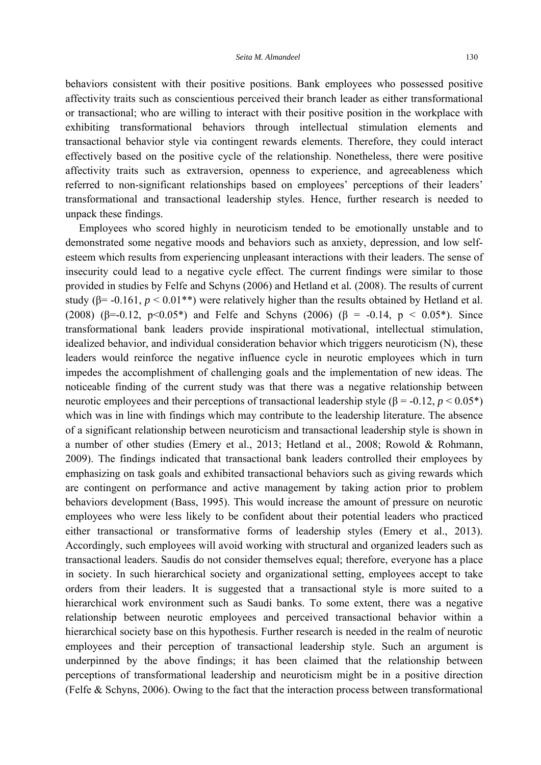behaviors consistent with their positive positions. Bank employees who possessed positive affectivity traits such as conscientious perceived their branch leader as either transformational or transactional; who are willing to interact with their positive position in the workplace with exhibiting transformational behaviors through intellectual stimulation elements and transactional behavior style via contingent rewards elements. Therefore, they could interact effectively based on the positive cycle of the relationship. Nonetheless, there were positive affectivity traits such as extraversion, openness to experience, and agreeableness which referred to non-significant relationships based on employees' perceptions of their leaders' transformational and transactional leadership styles. Hence, further research is needed to unpack these findings.

Employees who scored highly in neuroticism tended to be emotionally unstable and to demonstrated some negative moods and behaviors such as anxiety, depression, and low self-esteem which results from experiencing unpleasant interactions with their leaders. The sense of insecurity could lead to a negative cycle effect. The current findings were similar to those provided in studies by Felfe and Schyns (2006) and Hetland et al. (2008). The results of current study ($\beta = -0.161$, $p < 0.01$**) were relatively higher than the results obtained by Hetland et al. (2008) ($\beta = -0.12$, $p < 0.05$*) and Felfe and Schyns (2006) ($\beta = -0.14$, $p < 0.05$*). Since transformational bank leaders provide inspirational motivational, intellectual stimulation, idealized behavior, and individual consideration behavior which triggers neuroticism (N), these leaders would reinforce the negative influence cycle in neurotic employees which in turn impedes the accomplishment of challenging goals and the implementation of new ideas. The noticeable finding of the current study was that there was a negative relationship between neurotic employees and their perceptions of transactional leadership style ($\beta = -0.12$, $p < 0.05$*) which was in line with findings which may contribute to the leadership literature. The absence of a significant relationship between neuroticism and transactional leadership style is shown in a number of other studies (Emery et al., 2013; Hetland et al., 2008; Rowold & Rohmann, 2009). The findings indicated that transactional bank leaders controlled their employees by emphasizing on task goals and exhibited transactional behaviors such as giving rewards which are contingent on performance and active management by taking action prior to problem behaviors development (Bass, 1995). This would increase the amount of pressure on neurotic employees who were less likely to be confident about their potential leaders who practiced either transactional or transformative forms of leadership styles (Emery et al., 2013). Accordingly, such employees will avoid working with structural and organized leaders such as transactional leaders. Saudis do not consider themselves equal; therefore, everyone has a place in society. In such hierarchical society and organizational setting, employees accept to take orders from their leaders. It is suggested that a transactional style is more suited to a hierarchical work environment such as Saudi banks. To some extent, there was a negative relationship between neurotic employees and perceived transactional behavior within a hierarchical society base on this hypothesis. Further research is needed in the realm of neurotic employees and their perception of transactional leadership style. Such an argument is underpinned by the above findings; it has been claimed that the relationship between perceptions of transformational leadership and neuroticism might be in a positive direction (Felfe & Schyns, 2006). Owing to the fact that the interaction process between transformational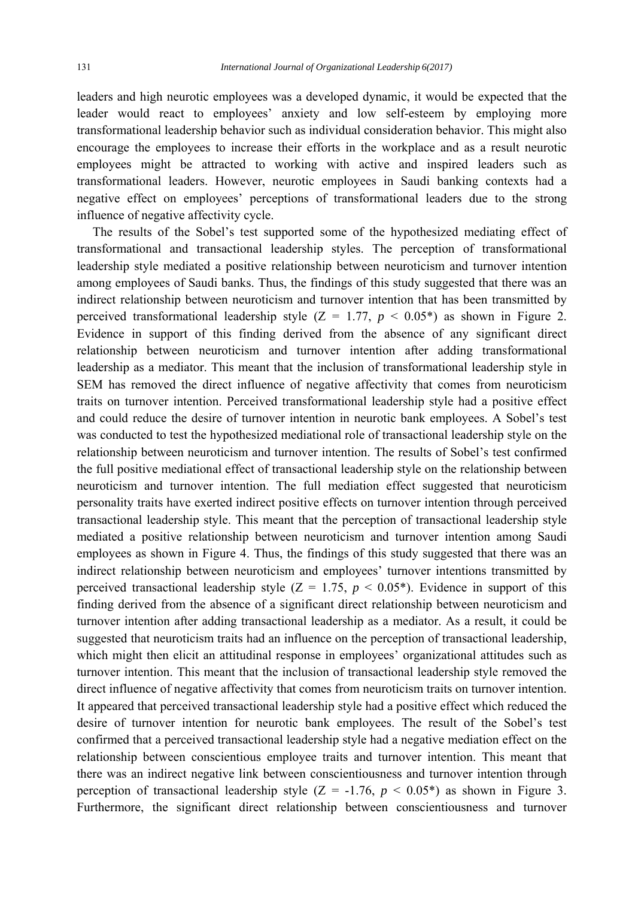leaders and high neurotic employees was a developed dynamic, it would be expected that the leader would react to employees' anxiety and low self-esteem by employing more transformational leadership behavior such as individual consideration behavior. This might also encourage the employees to increase their efforts in the workplace and as a result neurotic employees might be attracted to working with active and inspired leaders such as transformational leaders. However, neurotic employees in Saudi banking contexts had a negative effect on employees' perceptions of transformational leaders due to the strong influence of negative affectivity cycle.

The results of the Sobel's test supported some of the hypothesized mediating effect of transformational and transactional leadership styles. The perception of transformational leadership style mediated a positive relationship between neuroticism and turnover intention among employees of Saudi banks. Thus, the findings of this study suggested that there was an indirect relationship between neuroticism and turnover intention that has been transmitted by perceived transformational leadership style ($Z = 1.77$, $p < 0.05$*) as shown in Figure 2. Evidence in support of this finding derived from the absence of any significant direct relationship between neuroticism and turnover intention after adding transformational leadership as a mediator. This meant that the inclusion of transformational leadership style in SEM has removed the direct influence of negative affectivity that comes from neuroticism traits on turnover intention. Perceived transformational leadership style had a positive effect and could reduce the desire of turnover intention in neurotic bank employees. A Sobel's test was conducted to test the hypothesized mediational role of transactional leadership style on the relationship between neuroticism and turnover intention. The results of Sobel's test confirmed the full positive mediational effect of transactional leadership style on the relationship between neuroticism and turnover intention. The full mediation effect suggested that neuroticism personality traits have exerted indirect positive effects on turnover intention through perceived transactional leadership style. This meant that the perception of transactional leadership style mediated a positive relationship between neuroticism and turnover intention among Saudi employees as shown in Figure 4. Thus, the findings of this study suggested that there was an indirect relationship between neuroticism and employees' turnover intentions transmitted by perceived transactional leadership style ($Z = 1.75$, $p < 0.05$*). Evidence in support of this finding derived from the absence of a significant direct relationship between neuroticism and turnover intention after adding transactional leadership as a mediator. As a result, it could be suggested that neuroticism traits had an influence on the perception of transactional leadership, which might then elicit an attitudinal response in employees' organizational attitudes such as turnover intention. This meant that the inclusion of transactional leadership style removed the direct influence of negative affectivity that comes from neuroticism traits on turnover intention. It appeared that perceived transactional leadership style had a positive effect which reduced the desire of turnover intention for neurotic bank employees. The result of the Sobel's test confirmed that a perceived transactional leadership style had a negative mediation effect on the relationship between conscientious employee traits and turnover intention. This meant that there was an indirect negative link between conscientiousness and turnover intention through perception of transactional leadership style ($Z = -1.76$, $p < 0.05$*) as shown in Figure 3. Furthermore, the significant direct relationship between conscientiousness and turnover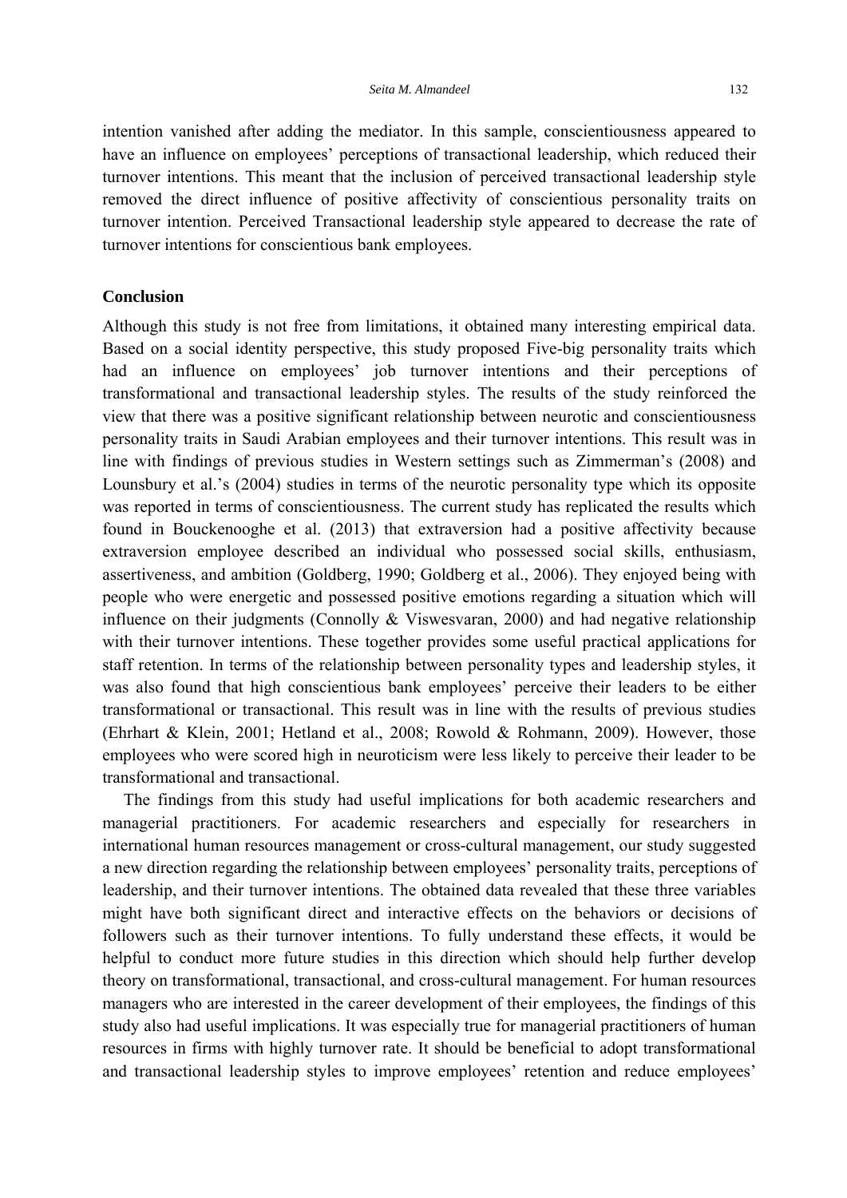intention vanished after adding the mediator. In this sample, conscientiousness appeared to have an influence on employees' perceptions of transactional leadership, which reduced their turnover intentions. This meant that the inclusion of perceived transactional leadership style removed the direct influence of positive affectivity of conscientious personality traits on turnover intention. Perceived Transactional leadership style appeared to decrease the rate of turnover intentions for conscientious bank employees.

**Conclusion**

Although this study is not free from limitations, it obtained many interesting empirical data. Based on a social identity perspective, this study proposed Five-big personality traits which had an influence on employees' job turnover intentions and their perceptions of transformational and transactional leadership styles. The results of the study reinforced the view that there was a positive significant relationship between neurotic and conscientiousness personality traits in Saudi Arabian employees and their turnover intentions. This result was in line with findings of previous studies in Western settings such as Zimmerman's (2008) and Lounsbury et al.'s (2004) studies in terms of the neurotic personality type which its opposite was reported in terms of conscientiousness. The current study has replicated the results which found in Bouckenooghe et al. (2013) that extraversion had a positive affectivity because extraversion employee described an individual who possessed social skills, enthusiasm, assertiveness, and ambition (Goldberg, 1990; Goldberg et al., 2006). They enjoyed being with people who were energetic and possessed positive emotions regarding a situation which will influence on their judgments (Connolly & Viswesvaran, 2000) and had negative relationship with their turnover intentions. These together provides some useful practical applications for staff retention. In terms of the relationship between personality types and leadership styles, it was also found that high conscientious bank employees' perceive their leaders to be either transformational or transactional. This result was in line with the results of previous studies (Ehrhart & Klein, 2001; Hetland et al., 2008; Rowold & Rohmann, 2009). However, those employees who were scored high in neuroticism were less likely to perceive their leader to be transformational and transactional.

The findings from this study had useful implications for both academic researchers and managerial practitioners. For academic researchers and especially for researchers in international human resources management or cross-cultural management, our study suggested a new direction regarding the relationship between employees' personality traits, perceptions of leadership, and their turnover intentions. The obtained data revealed that these three variables might have both significant direct and interactive effects on the behaviors or decisions of followers such as their turnover intentions. To fully understand these effects, it would be helpful to conduct more future studies in this direction which should help further develop theory on transformational, transactional, and cross-cultural management. For human resources managers who are interested in the career development of their employees, the findings of this study also had useful implications. It was especially true for managerial practitioners of human resources in firms with highly turnover rate. It should be beneficial to adopt transformational and transactional leadership styles to improve employees' retention and reduce employees'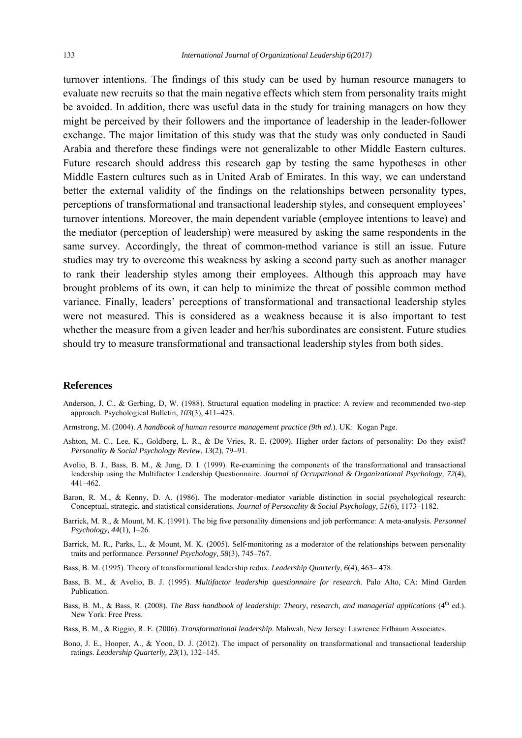turnover intentions. The findings of this study can be used by human resource managers to evaluate new recruits so that the main negative effects which stem from personality traits might be avoided. In addition, there was useful data in the study for training managers on how they might be perceived by their followers and the importance of leadership in the leader-follower exchange. The major limitation of this study was that the study was only conducted in Saudi Arabia and therefore these findings were not generalizable to other Middle Eastern cultures. Future research should address this research gap by testing the same hypotheses in other Middle Eastern cultures such as in United Arab of Emirates. In this way, we can understand better the external validity of the findings on the relationships between personality types, perceptions of transformational and transactional leadership styles, and consequent employees' turnover intentions. Moreover, the main dependent variable (employee intentions to leave) and the mediator (perception of leadership) were measured by asking the same respondents in the same survey. Accordingly, the threat of common-method variance is still an issue. Future studies may try to overcome this weakness by asking a second party such as another manager to rank their leadership styles among their employees. Although this approach may have brought problems of its own, it can help to minimize the threat of possible common method variance. Finally, leaders' perceptions of transformational and transactional leadership styles were not measured. This is considered as a weakness because it is also important to test whether the measure from a given leader and her/his subordinates are consistent. Future studies should try to measure transformational and transactional leadership styles from both sides.

## References

Anderson, J, C., & Gerbing, D, W. (1988). Structural equation modeling in practice: A review and recommended two-step approach. Psychological Bulletin, *103*(3), 411–423.

Armstrong, M. (2004). *A handbook of human resource management practice (9th ed.*). UK: Kogan Page.

Ashton, M. C., Lee, K., Goldberg, L. R., & De Vries, R. E. (2009). Higher order factors of personality: Do they exist? *Personality & Social Psychology Review*, *13*(2), 79–91.

Avolio, B. J., Bass, B. M., & Jung, D. I. (1999). Re-examining the components of the transformational and transactional leadership using the Multifactor Leadership Questionnaire. *Journal of Occupational & Organizational Psychology, 72*(4), 441–462.

Baron, R. M., & Kenny, D. A. (1986). The moderator–mediator variable distinction in social psychological research: Conceptual, strategic, and statistical considerations. *Journal of Personality & Social Psychology, 51*(6), 1173–1182.

Barrick, M. R., & Mount, M. K. (1991). The big five personality dimensions and job performance: A meta-analysis. *Personnel Psychology, 44*(1), 1–26.

Barrick, M. R., Parks, L., & Mount, M. K. (2005). Self-monitoring as a moderator of the relationships between personality traits and performance. *Personnel Psychology, 58*(3), 745–767.

Bass, B. M. (1995). Theory of transformational leadership redux. *Leadership Quarterly, 6*(4), 463– 478.

Bass, B. M., & Avolio, B. J. (1995). *Multifactor leadership questionnaire for research*. Palo Alto, CA: Mind Garden Publication.

Bass, B. M., & Bass, R. (2008). *The Bass handbook of leadership: Theory, research, and managerial applications* (4th ed.). New York: Free Press.

Bass, B. M., & Riggio, R. E. (2006). *Transformational leadership*. Mahwah, New Jersey: Lawrence Erlbaum Associates.

Bono, J. E., Hooper, A., & Yoon, D. J. (2012). The impact of personality on transformational and transactional leadership ratings. *Leadership Quarterly, 23*(1), 132–145.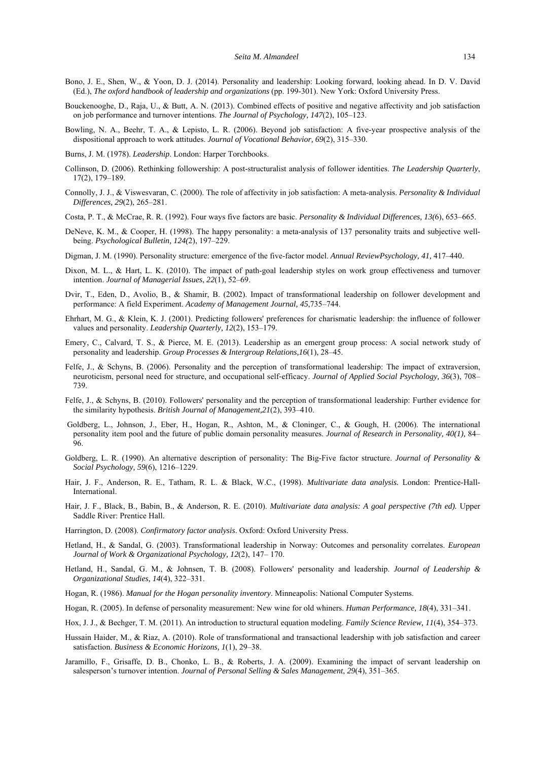Bono, J. E., Shen, W., & Yoon, D. J. (2014). Personality and leadership: Looking forward, looking ahead. In D. V. David (Ed.), *The oxford handbook of leadership and organizations* (pp. 199-301). New York: Oxford University Press.

Bouckenooghe, D., Raja, U., & Butt, A. N. (2013). Combined effects of positive and negative affectivity and job satisfaction on job performance and turnover intentions. *The Journal of Psychology, 147*(2), 105–123.

Bowling, N. A., Beehr, T. A., & Lepisto, L. R. (2006). Beyond job satisfaction: A five-year prospective analysis of the dispositional approach to work attitudes. *Journal of Vocational Behavior, 69*(2), 315–330.

Burns, J. M. (1978). *Leadership*. London: Harper Torchbooks.

Collinson, D. (2006). Rethinking followership: A post-structuralist analysis of follower identities. *The Leadership Quarterly*, 17(2), 179–189.

Connolly, J. J., & Viswesvaran, C. (2000). The role of affectivity in job satisfaction: A meta-analysis. *Personality & Individual Differences, 29*(2), 265–281.

Costa, P. T., & McCrae, R. R. (1992). Four ways five factors are basic. *Personality & Individual Differences, 13(*6), 653–665.

DeNeve, K. M., & Cooper, H. (1998). The happy personality: a meta-analysis of 137 personality traits and subjective well-being. *Psychological Bulletin, 124(*2), 197–229.

Digman, J. M. (1990). Personality structure: emergence of the five-factor model. *Annual ReviewPsychology, 41,* 417–440.

Dixon, M. L., & Hart, L. K. (2010). The impact of path-goal leadership styles on work group effectiveness and turnover intention. *Journal of Managerial Issues*, *22*(1), 52–69.

Dvir, T., Eden, D., Avolio, B., & Shamir, B. (2002). Impact of transformational leadership on follower development and performance: A field Experiment. *Academy of Management Journal, 45*,735–744.

Ehrhart, M. G., & Klein, K. J. (2001). Predicting followers' preferences for charismatic leadership: the influence of follower values and personality. *Leadership Quarterly, 12*(2), 153–179.

Emery, C., Calvard, T. S., & Pierce, M. E. (2013). Leadership as an emergent group process: A social network study of personality and leadership. *Group Processes & Intergroup Relations,16*(1), 28–45.

Felfe, J., & Schyns, B. (2006). Personality and the perception of transformational leadership: The impact of extraversion, neuroticism, personal need for structure, and occupational self-efficacy. *Journal of Applied Social Psychology, 36*(3), 708–739.

Felfe, J., & Schyns, B. (2010). Followers' personality and the perception of transformational leadership: Further evidence for the similarity hypothesis. *British Journal of Management,21*(2), 393–410.

Goldberg, L., Johnson, J., Eber, H., Hogan, R., Ashton, M., & Cloninger, C., & Gough, H. (2006). The international personality item pool and the future of public domain personality measures. *Journal of Research in Personality, 40(1),* 84–96.

Goldberg, L. R. (1990). An alternative description of personality: The Big-Five factor structure. *Journal of Personality & Social Psychology, 59*(6), 1216–1229.

Hair, J. F., Anderson, R. E., Tatham, R. L. & Black, W.C., (1998). ***Multivariate data analysis.*** London: Prentice-Hall-International.

Hair, J. F., Black, B., Babin, B., & Anderson, R. E. (2010). ***Multivariate data analysis: A goal perspective (7th ed).*** Upper Saddle River: Prentice Hall.

Harrington, D. (2008). *Confirmatory factor analysis*. Oxford: Oxford University Press.

Hetland, H., & Sandal, G. (2003). Transformational leadership in Norway: Outcomes and personality correlates. *European Journal of Work & Organizational Psychology, 12*(2), 147– 170.

Hetland, H., Sandal, G. M., & Johnsen, T. B. (2008). Followers' personality and leadership. *Journal of Leadership & Organizational Studies, 14*(4), 322–331.

Hogan, R. (1986). *Manual for the Hogan personality inventory*. Minneapolis: National Computer Systems.

Hogan, R. (2005). In defense of personality measurement: New wine for old whiners. *Human Performance, 18*(4), 331–341.

Hox, J. J., & Bechger, T. M. (2011). An introduction to structural equation modeling. *Family Science Review, 11*(4), 354–373.

Hussain Haider, M., & Riaz, A. (2010). Role of transformational and transactional leadership with job satisfaction and career satisfaction. *Business & Economic Horizons, 1*(1), 29–38.

Jaramillo, F., Grisaffe, D. B., Chonko, L. B., & Roberts, J. A. (2009). Examining the impact of servant leadership on salesperson's turnover intention. *Journal of Personal Selling & Sales Management*, *29*(4), 351–365.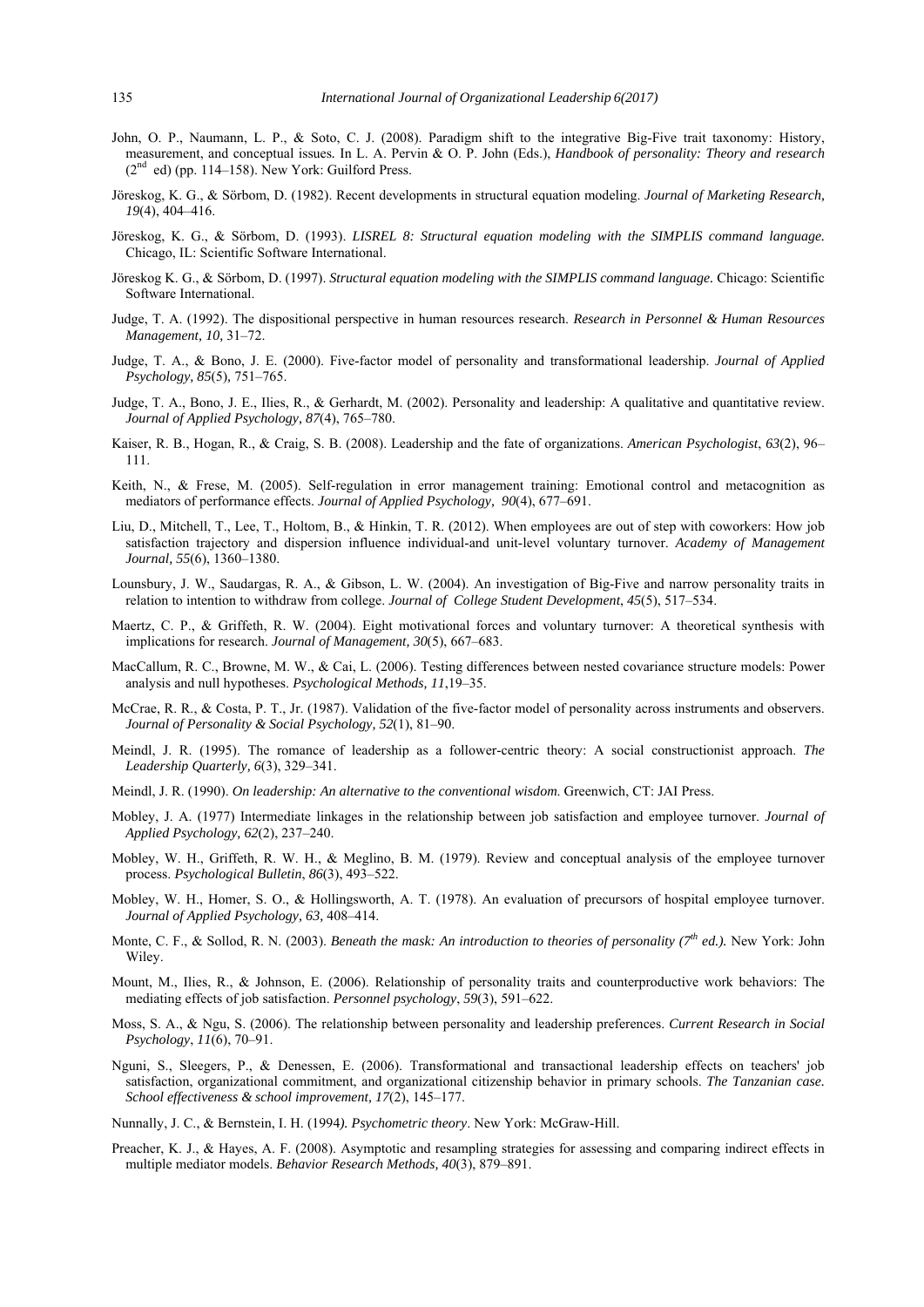John, O. P., Naumann, L. P., & Soto, C. J. (2008). Paradigm shift to the integrative Big-Five trait taxonomy: History, measurement, and conceptual issues. In L. A. Pervin & O. P. John (Eds.), *Handbook of personality: Theory and research* (2nd ed) (pp. 114–158). New York: Guilford Press.

Jöreskog, K. G., & Sörbom, D. (1982). Recent developments in structural equation modeling. *Journal of Marketing Research, 19*(4), 404–416.

Jöreskog, K. G., & Sörbom, D. (1993). *LISREL 8: Structural equation modeling with the SIMPLIS command language.* Chicago, IL: Scientific Software International.

Jöreskog K. G., & Sörbom, D. (1997). *Structural equation modeling with the SIMPLIS command language.* Chicago: Scientific Software International.

Judge, T. A. (1992). The dispositional perspective in human resources research. *Research in Personnel & Human Resources Management, 10,* 31–72.

Judge, T. A., & Bono, J. E. (2000). Five-factor model of personality and transformational leadership. *Journal of Applied Psychology, 85*(5), 751–765.

Judge, T. A., Bono, J. E., Ilies, R., & Gerhardt, M. (2002). Personality and leadership: A qualitative and quantitative review. *Journal of Applied Psychology, 87*(4), 765–780.

Kaiser, R. B., Hogan, R., & Craig, S. B. (2008). Leadership and the fate of organizations. *American Psychologist*, *63*(2), 96–111.

Keith, N., & Frese, M. (2005). Self-regulation in error management training: Emotional control and metacognition as mediators of performance effects. *Journal of Applied Psychology, 90*(4), 677–691.

Liu, D., Mitchell, T., Lee, T., Holtom, B., & Hinkin, T. R. (2012). When employees are out of step with coworkers: How job satisfaction trajectory and dispersion influence individual-and unit-level voluntary turnover. *Academy of Management Journal, 55*(6), 1360–1380.

Lounsbury, J. W., Saudargas, R. A., & Gibson, L. W. (2004). An investigation of Big-Five and narrow personality traits in relation to intention to withdraw from college. *Journal of College Student Development*, *45*(5), 517–534.

Maertz, C. P., & Griffeth, R. W. (2004). Eight motivational forces and voluntary turnover: A theoretical synthesis with implications for research. *Journal of Management, 30*(5), 667–683.

MacCallum, R. C., Browne, M. W., & Cai, L. (2006). Testing differences between nested covariance structure models: Power analysis and null hypotheses. *Psychological Methods, 11*,19–35.

McCrae, R. R., & Costa, P. T., Jr. (1987). Validation of the five-factor model of personality across instruments and observers. *Journal of Personality & Social Psychology, 52*(1), 81–90.

Meindl, J. R. (1995). The romance of leadership as a follower-centric theory: A social constructionist approach. *The Leadership Quarterly, 6*(3), 329–341.

Meindl, J. R. (1990). *On leadership: An alternative to the conventional wisdom*. Greenwich, CT: JAI Press.

Mobley, J. A. (1977) Intermediate linkages in the relationship between job satisfaction and employee turnover. *Journal of Applied Psychology, 62*(2), 237–240.

Mobley, W. H., Griffeth, R. W. H., & Meglino, B. M. (1979). Review and conceptual analysis of the employee turnover process. *Psychological Bulletin*, *86*(3), 493–522.

Mobley, W. H., Homer, S. O., & Hollingsworth, A. T. (1978). An evaluation of precursors of hospital employee turnover. *Journal of Applied Psychology, 63,* 408–414.

Monte, C. F., & Sollod, R. N. (2003). *Beneath the mask: An introduction to theories of personality (7th ed.).* New York: John Wiley.

Mount, M., Ilies, R., & Johnson, E. (2006). Relationship of personality traits and counterproductive work behaviors: The mediating effects of job satisfaction. *Personnel psychology*, *59*(3), 591–622.

Moss, S. A., & Ngu, S. (2006). The relationship between personality and leadership preferences. *Current Research in Social Psychology*, *11*(6), 70–91.

Nguni, S., Sleegers, P., & Denessen, E. (2006). Transformational and transactional leadership effects on teachers' job satisfaction, organizational commitment, and organizational citizenship behavior in primary schools. *The Tanzanian case. School effectiveness & school improvement*, *17*(2), 145–177.

Nunnally, J. C., & Bernstein, I. H. (1994*). Psychometric theory*. New York: McGraw-Hill.

Preacher, K. J., & Hayes, A. F. (2008). Asymptotic and resampling strategies for assessing and comparing indirect effects in multiple mediator models. *Behavior Research Methods, 40*(3), 879–891.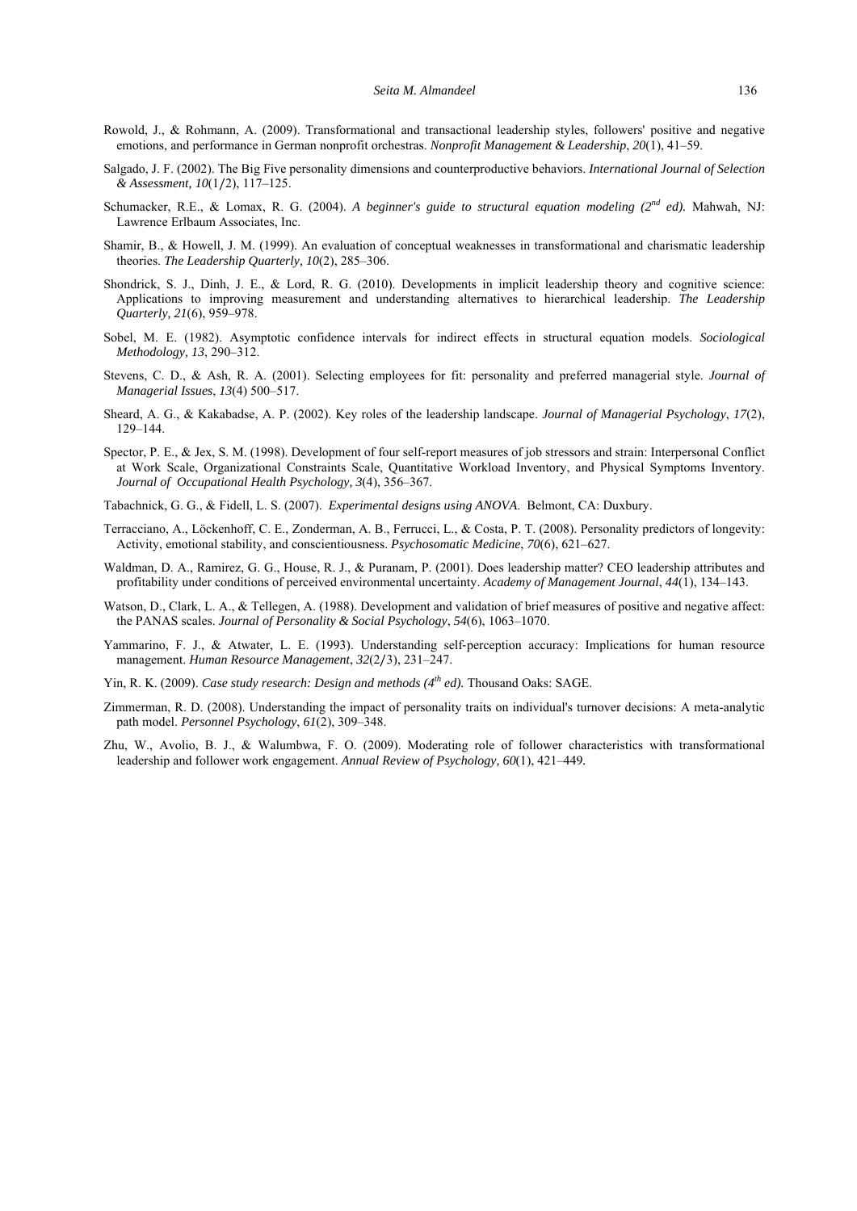Rowold, J., & Rohmann, A. (2009). Transformational and transactional leadership styles, followers' positive and negative emotions, and performance in German nonprofit orchestras. *Nonprofit Management & Leadership*, *20*(1), 41–59.

Salgado, J. F. (2002). The Big Five personality dimensions and counterproductive behaviors. *International Journal of Selection & Assessment, 10*(1/2), 117–125.

Schumacker, R.E., & Lomax, R. G. (2004). *A beginner's guide to structural equation modeling (2nd ed).* Mahwah, NJ: Lawrence Erlbaum Associates, Inc.

Shamir, B., & Howell, J. M. (1999). An evaluation of conceptual weaknesses in transformational and charismatic leadership theories. *The Leadership Quarterly, 10*(2), 285–306.

Shondrick, S. J., Dinh, J. E., & Lord, R. G. (2010). Developments in implicit leadership theory and cognitive science: Applications to improving measurement and understanding alternatives to hierarchical leadership. *The Leadership Quarterly, 21*(6), 959–978.

Sobel, M. E. (1982). Asymptotic confidence intervals for indirect effects in structural equation models. *Sociological Methodology, 13*, 290–312.

Stevens, C. D., & Ash, R. A. (2001). Selecting employees for fit: personality and preferred managerial style. *Journal of Managerial Issues*, *13*(4) 500–517.

Sheard, A. G., & Kakabadse, A. P. (2002). Key roles of the leadership landscape. *Journal of Managerial Psychology*, *17*(2), 129–144.

Spector, P. E., & Jex, S. M. (1998). Development of four self-report measures of job stressors and strain: Interpersonal Conflict at Work Scale, Organizational Constraints Scale, Quantitative Workload Inventory, and Physical Symptoms Inventory. *Journal of Occupational Health Psychology, 3*(4), 356–367.

Tabachnick, G. G., & Fidell, L. S. (2007). *Experimental designs using ANOVA*. Belmont, CA: Duxbury.

Terracciano, A., Löckenhoff, C. E., Zonderman, A. B., Ferrucci, L., & Costa, P. T. (2008). Personality predictors of longevity: Activity, emotional stability, and conscientiousness. *Psychosomatic Medicine*, *70*(6), 621–627.

Waldman, D. A., Ramirez, G. G., House, R. J., & Puranam, P. (2001). Does leadership matter? CEO leadership attributes and profitability under conditions of perceived environmental uncertainty. *Academy of Management Journal*, *44*(1), 134–143.

Watson, D., Clark, L. A., & Tellegen, A. (1988). Development and validation of brief measures of positive and negative affect: the PANAS scales. *Journal of Personality & Social Psychology*, *54*(6), 1063–1070.

Yammarino, F. J., & Atwater, L. E. (1993). Understanding self-perception accuracy: Implications for human resource management. *Human Resource Management*, *32*(2/3), 231–247.

Yin, R. K. (2009). *Case study research: Design and methods (4th ed).* Thousand Oaks: SAGE.

Zimmerman, R. D. (2008). Understanding the impact of personality traits on individual's turnover decisions: A meta-analytic path model. *Personnel Psychology*, *61*(2), 309–348.

Zhu, W., Avolio, B. J., & Walumbwa, F. O. (2009). Moderating role of follower characteristics with transformational leadership and follower work engagement. *Annual Review of Psychology, 60*(1), 421–449.